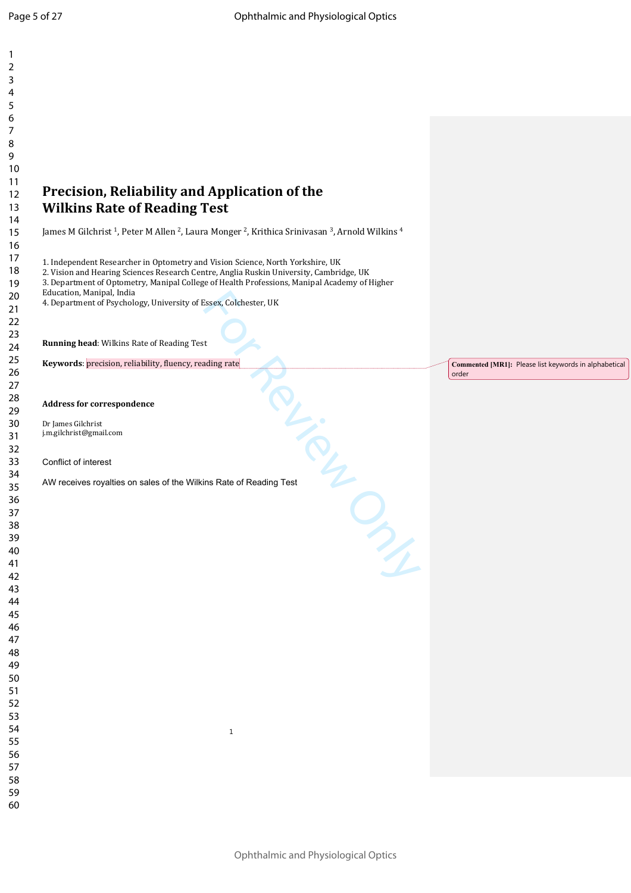# Precision, Reliability and Application of the Wilkins Rate of Reading Test

James M Gilchrist [1], Peter M Allen [2], Laura Monger [2], Krithica Srinivasan [3], Arnold Wilkins [4]

1. Independent Researcher in Optometry and Vision Science, North Yorkshire, UK
2. Vision and Hearing Sciences Research Centre, Anglia Ruskin University, Cambridge, UK
3. Department of Optometry, Manipal College of Health Professions, Manipal Academy of Higher Education, Manipal, India
4. Department of Psychology, University of Essex, Colchester, UK

**Running head**: Wilkins Rate of Reading Test

**Keywords**: precision, reliability, fluency, reading rate

**Commented [MR1]:** Please list keywords in alphabetical order

**Address for correspondence**

Dr James Gilchrist
j.m.gilchrist@gmail.com

Conflict of interest

AW receives royalties on sales of the Wilkins Rate of Reading Test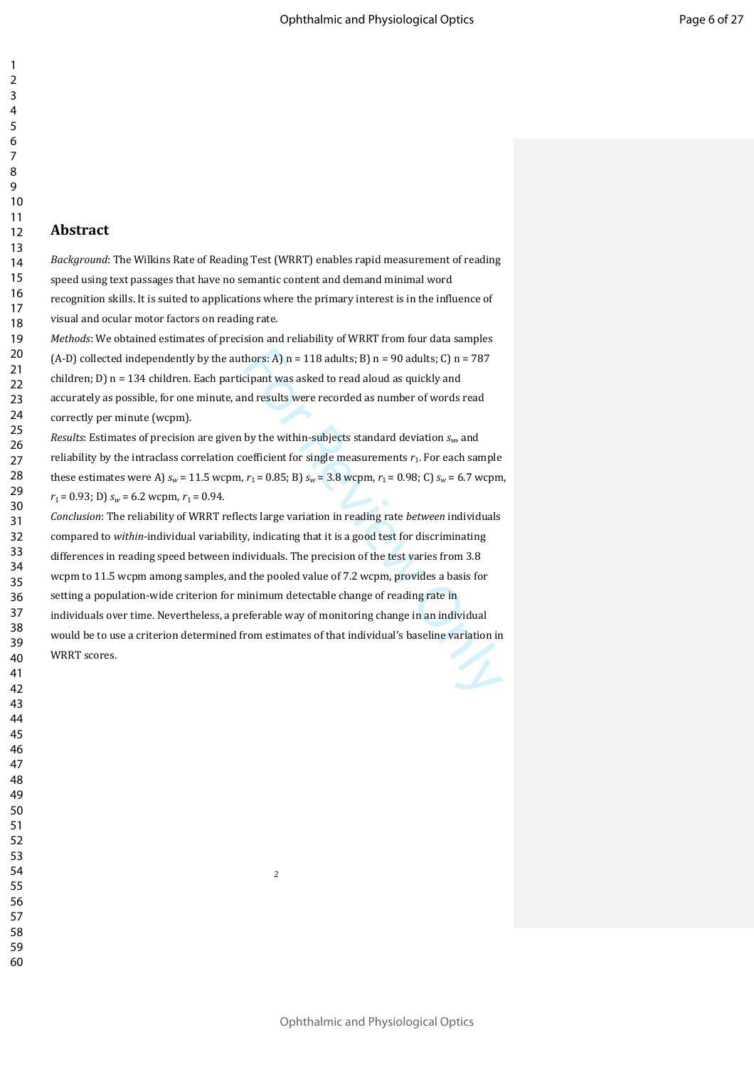## Abstract

*Background*: The Wilkins Rate of Reading Test (WRRT) enables rapid measurement of reading speed using text passages that have no semantic content and demand minimal word recognition skills. It is suited to applications where the primary interest is in the influence of visual and ocular motor factors on reading rate.

*Methods*: We obtained estimates of precision and reliability of WRRT from four data samples (A-D) collected independently by the authors: A) n = 118 adults; B) n = 90 adults; C) n = 787 children; D) n = 134 children. Each participant was asked to read aloud as quickly and accurately as possible, for one minute, and results were recorded as number of words read correctly per minute (wcpm).

*Results*: Estimates of precision are given by the within-subjects standard deviation $s_w$, and reliability by the intraclass correlation coefficient for single measurements $r_1$. For each sample these estimates were A) $s_w$ = 11.5 wcpm, $r_1$ = 0.85; B) $s_w$ = 3.8 wcpm, $r_1$ = 0.98; C) $s_w$ = 6.7 wcpm, $r_1$ = 0.93; D) $s_w$ = 6.2 wcpm, $r_1$ = 0.94.

*Conclusion*: The reliability of WRRT reflects large variation in reading rate *between* individuals compared to *within*-individual variability, indicating that it is a good test for discriminating differences in reading speed between individuals. The precision of the test varies from 3.8 wcpm to 11.5 wcpm among samples, and the pooled value of 7.2 wcpm, provides a basis for setting a population-wide criterion for minimum detectable change of reading rate in individuals over time. Nevertheless, a preferable way of monitoring change in an individual would be to use a criterion determined from estimates of that individual's baseline variation in WRRT scores.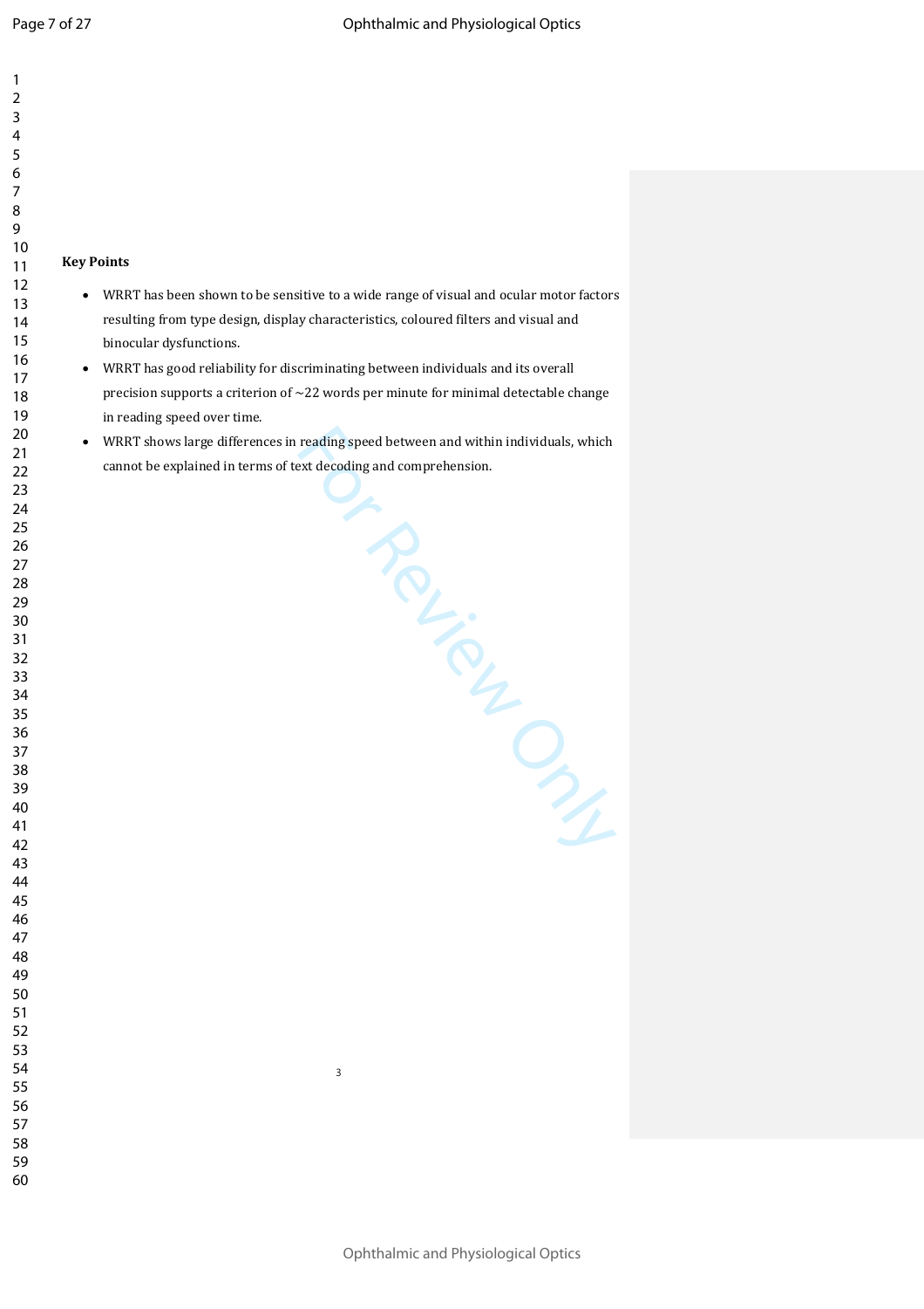**Key Points**

- WRRT has been shown to be sensitive to a wide range of visual and ocular motor factors resulting from type design, display characteristics, coloured filters and visual and binocular dysfunctions.
- WRRT has good reliability for discriminating between individuals and its overall precision supports a criterion of ~22 words per minute for minimal detectable change in reading speed over time.
- WRRT shows large differences in reading speed between and within individuals, which cannot be explained in terms of text decoding and comprehension.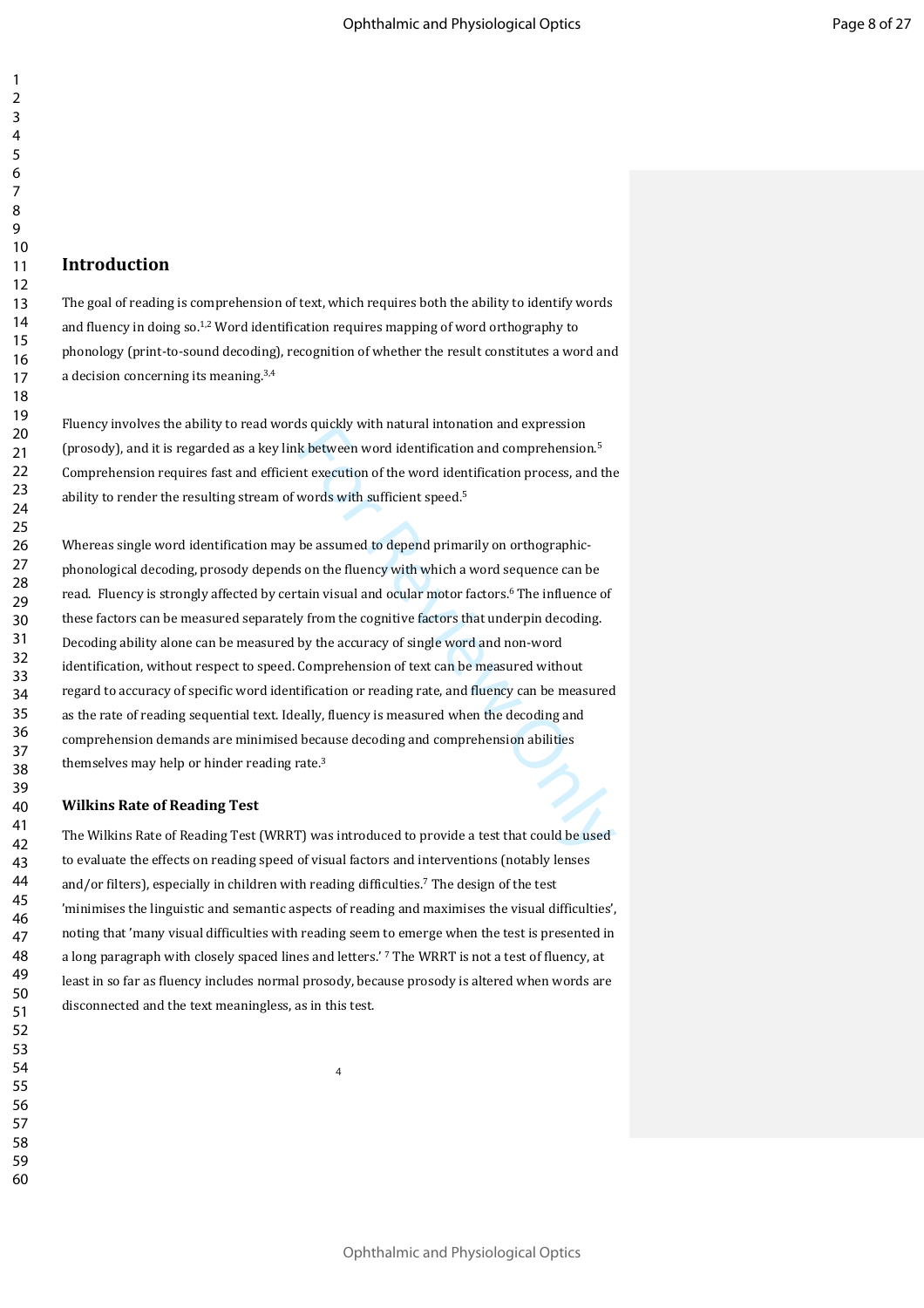## Introduction

The goal of reading is comprehension of text, which requires both the ability to identify words and fluency in doing so.[1,2] Word identification requires mapping of word orthography to phonology (print-to-sound decoding), recognition of whether the result constitutes a word and a decision concerning its meaning.[3,4]

Fluency involves the ability to read words quickly with natural intonation and expression (prosody), and it is regarded as a key link between word identification and comprehension.[5] Comprehension requires fast and efficient execution of the word identification process, and the ability to render the resulting stream of words with sufficient speed.[5]

Whereas single word identification may be assumed to depend primarily on orthographic-phonological decoding, prosody depends on the fluency with which a word sequence can be read. Fluency is strongly affected by certain visual and ocular motor factors.[6] The influence of these factors can be measured separately from the cognitive factors that underpin decoding. Decoding ability alone can be measured by the accuracy of single word and non-word identification, without respect to speed. Comprehension of text can be measured without regard to accuracy of specific word identification or reading rate, and fluency can be measured as the rate of reading sequential text. Ideally, fluency is measured when the decoding and comprehension demands are minimised because decoding and comprehension abilities themselves may help or hinder reading rate.[3]

### Wilkins Rate of Reading Test

The Wilkins Rate of Reading Test (WRRT) was introduced to provide a test that could be used to evaluate the effects on reading speed of visual factors and interventions (notably lenses and/or filters), especially in children with reading difficulties.[7] The design of the test 'minimises the linguistic and semantic aspects of reading and maximises the visual difficulties', noting that 'many visual difficulties with reading seem to emerge when the test is presented in a long paragraph with closely spaced lines and letters.' [7] The WRRT is not a test of fluency, at least in so far as fluency includes normal prosody, because prosody is altered when words are disconnected and the text meaningless, as in this test.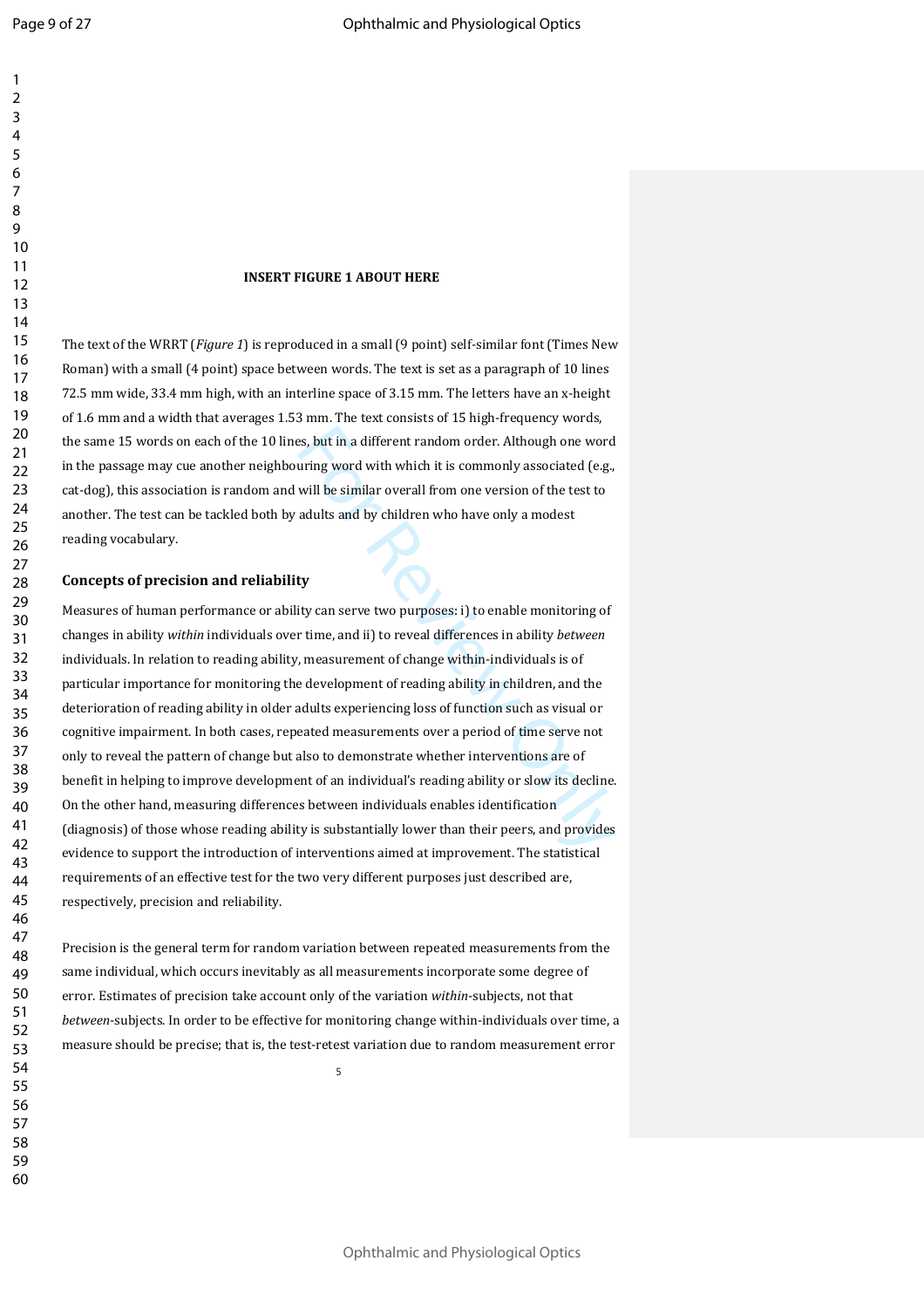**INSERT FIGURE 1 ABOUT HERE**

The text of the WRRT (*Figure 1*) is reproduced in a small (9 point) self-similar font (Times New Roman) with a small (4 point) space between words. The text is set as a paragraph of 10 lines 72.5 mm wide, 33.4 mm high, with an interline space of 3.15 mm. The letters have an x-height of 1.6 mm and a width that averages 1.53 mm. The text consists of 15 high-frequency words, the same 15 words on each of the 10 lines, but in a different random order. Although one word in the passage may cue another neighbouring word with which it is commonly associated (e.g., cat-dog), this association is random and will be similar overall from one version of the test to another. The test can be tackled both by adults and by children who have only a modest reading vocabulary.

## Concepts of precision and reliability

Measures of human performance or ability can serve two purposes: i) to enable monitoring of changes in ability *within* individuals over time, and ii) to reveal differences in ability *between* individuals. In relation to reading ability, measurement of change within-individuals is of particular importance for monitoring the development of reading ability in children, and the deterioration of reading ability in older adults experiencing loss of function such as visual or cognitive impairment. In both cases, repeated measurements over a period of time serve not only to reveal the pattern of change but also to demonstrate whether interventions are of benefit in helping to improve development of an individual's reading ability or slow its decline. On the other hand, measuring differences between individuals enables identification (diagnosis) of those whose reading ability is substantially lower than their peers, and provides evidence to support the introduction of interventions aimed at improvement. The statistical requirements of an effective test for the two very different purposes just described are, respectively, precision and reliability.

Precision is the general term for random variation between repeated measurements from the same individual, which occurs inevitably as all measurements incorporate some degree of error. Estimates of precision take account only of the variation *within*-subjects, not that *between*-subjects. In order to be effective for monitoring change within-individuals over time, a measure should be precise; that is, the test-retest variation due to random measurement error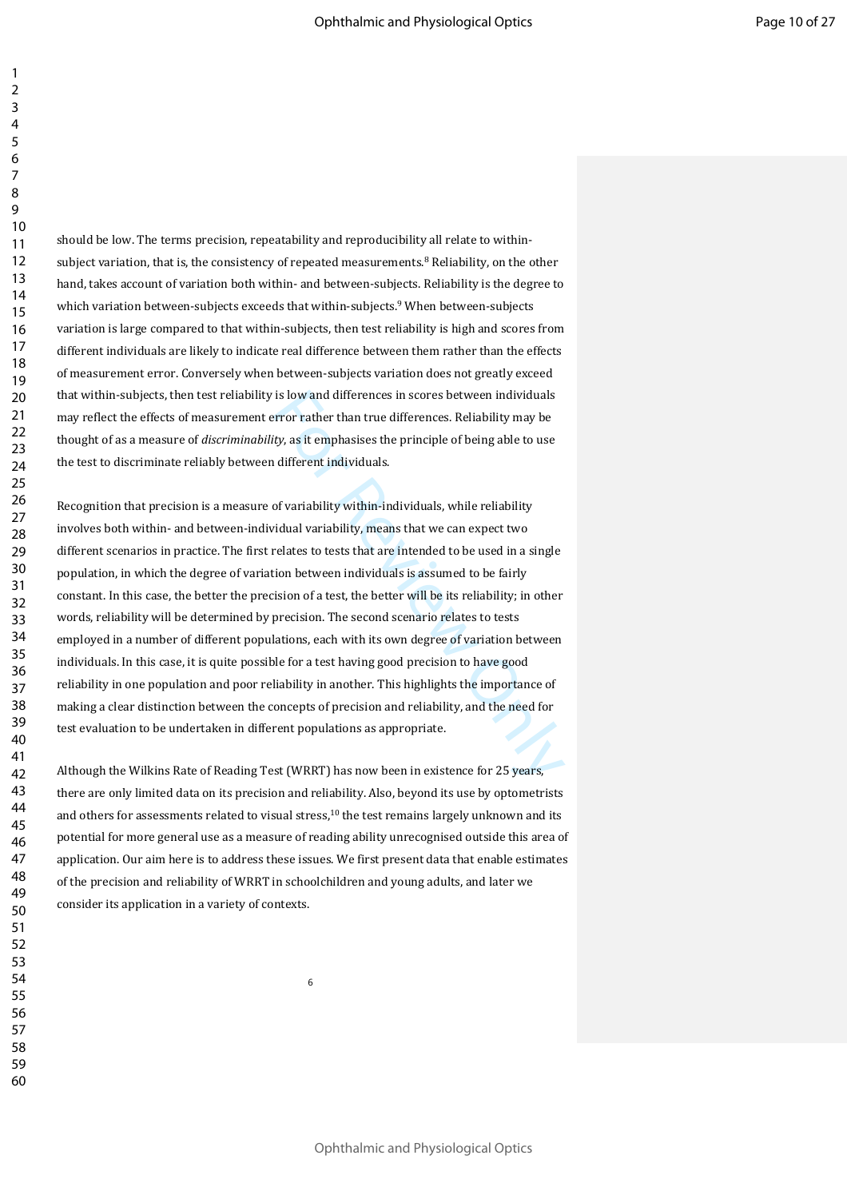should be low. The terms precision, repeatability and reproducibility all relate to within-subject variation, that is, the consistency of repeated measurements.[8] Reliability, on the other hand, takes account of variation both within- and between-subjects. Reliability is the degree to which variation between-subjects exceeds that within-subjects.[9] When between-subjects variation is large compared to that within-subjects, then test reliability is high and scores from different individuals are likely to indicate real difference between them rather than the effects of measurement error. Conversely when between-subjects variation does not greatly exceed that within-subjects, then test reliability is low and differences in scores between individuals may reflect the effects of measurement error rather than true differences. Reliability may be thought of as a measure of *discriminability*, as it emphasises the principle of being able to use the test to discriminate reliably between different individuals.

Recognition that precision is a measure of variability within-individuals, while reliability involves both within- and between-individual variability, means that we can expect two different scenarios in practice. The first relates to tests that are intended to be used in a single population, in which the degree of variation between individuals is assumed to be fairly constant. In this case, the better the precision of a test, the better will be its reliability; in other words, reliability will be determined by precision. The second scenario relates to tests employed in a number of different populations, each with its own degree of variation between individuals. In this case, it is quite possible for a test having good precision to have good reliability in one population and poor reliability in another. This highlights the importance of making a clear distinction between the concepts of precision and reliability, and the need for test evaluation to be undertaken in different populations as appropriate.

Although the Wilkins Rate of Reading Test (WRRT) has now been in existence for 25 years, there are only limited data on its precision and reliability. Also, beyond its use by optometrists and others for assessments related to visual stress,[10] the test remains largely unknown and its potential for more general use as a measure of reading ability unrecognised outside this area of application. Our aim here is to address these issues. We first present data that enable estimates of the precision and reliability of WRRT in schoolchildren and young adults, and later we consider its application in a variety of contexts.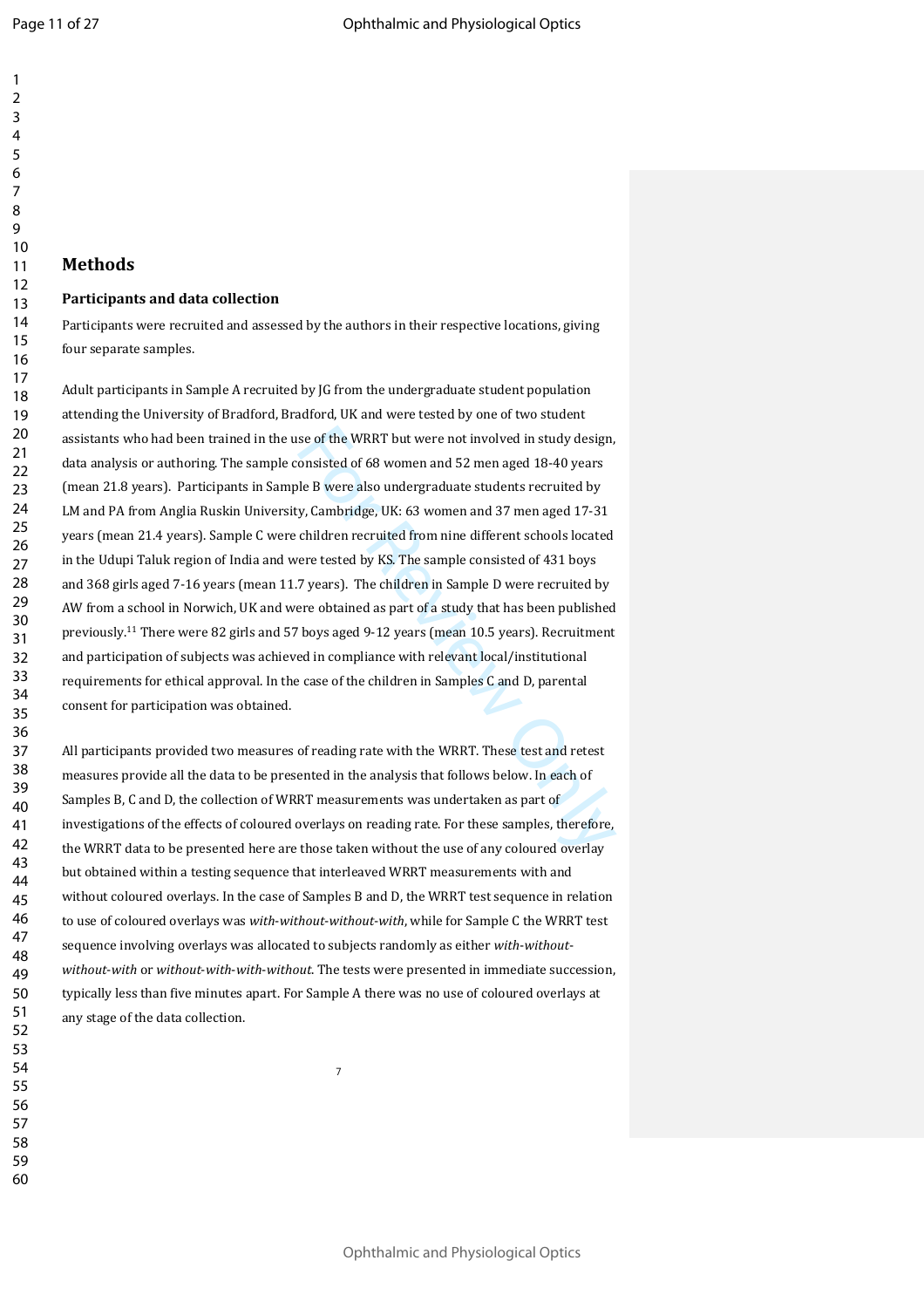## Methods

### Participants and data collection

Participants were recruited and assessed by the authors in their respective locations, giving four separate samples.

Adult participants in Sample A recruited by JG from the undergraduate student population attending the University of Bradford, Bradford, UK and were tested by one of two student assistants who had been trained in the use of the WRRT but were not involved in study design, data analysis or authoring. The sample consisted of 68 women and 52 men aged 18-40 years (mean 21.8 years). Participants in Sample B were also undergraduate students recruited by LM and PA from Anglia Ruskin University, Cambridge, UK: 63 women and 37 men aged 17-31 years (mean 21.4 years). Sample C were children recruited from nine different schools located in the Udupi Taluk region of India and were tested by KS. The sample consisted of 431 boys and 368 girls aged 7-16 years (mean 11.7 years). The children in Sample D were recruited by AW from a school in Norwich, UK and were obtained as part of a study that has been published previously.[11] There were 82 girls and 57 boys aged 9-12 years (mean 10.5 years). Recruitment and participation of subjects was achieved in compliance with relevant local/institutional requirements for ethical approval. In the case of the children in Samples C and D, parental consent for participation was obtained.

All participants provided two measures of reading rate with the WRRT. These test and retest measures provide all the data to be presented in the analysis that follows below. In each of Samples B, C and D, the collection of WRRT measurements was undertaken as part of investigations of the effects of coloured overlays on reading rate. For these samples, therefore, the WRRT data to be presented here are those taken without the use of any coloured overlay but obtained within a testing sequence that interleaved WRRT measurements with and without coloured overlays. In the case of Samples B and D, the WRRT test sequence in relation to use of coloured overlays was *with-without-without-with*, while for Sample C the WRRT test sequence involving overlays was allocated to subjects randomly as either *with-without-without-with* or *without-with-with-without*. The tests were presented in immediate succession, typically less than five minutes apart. For Sample A there was no use of coloured overlays at any stage of the data collection.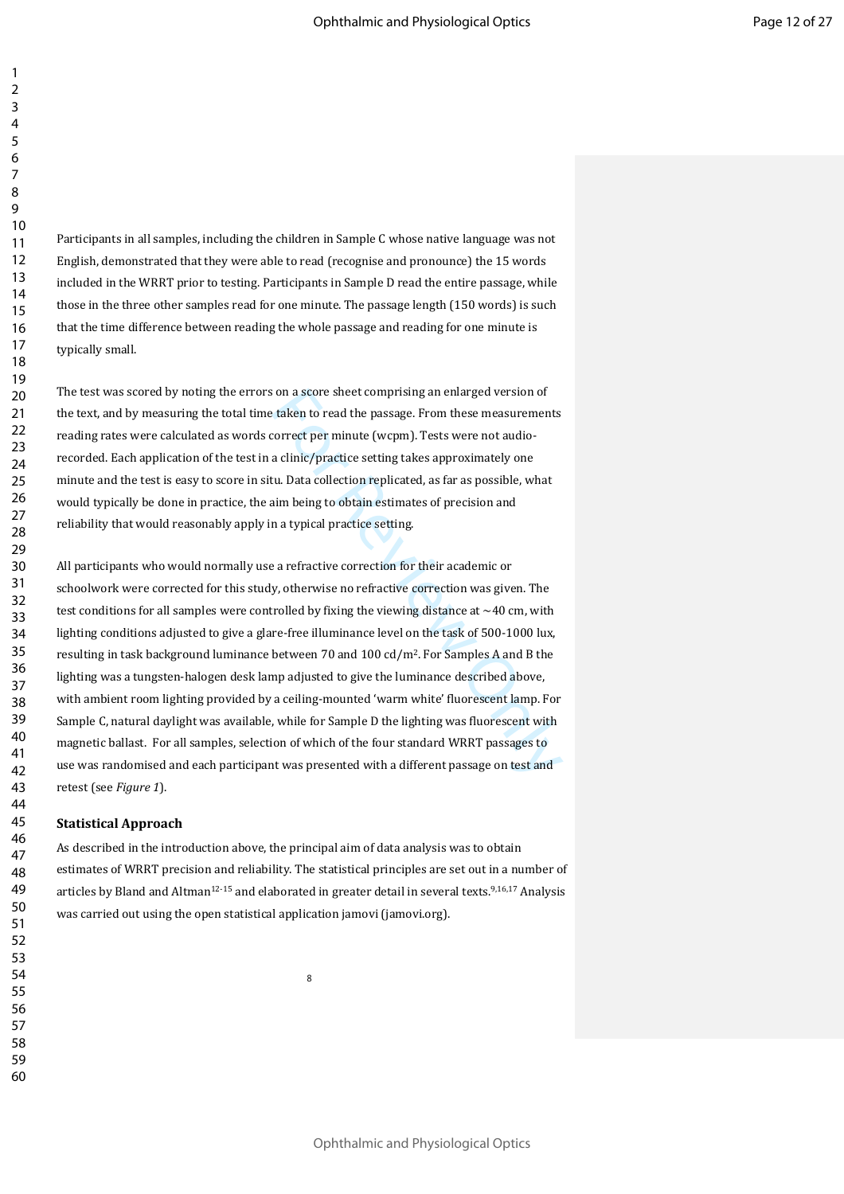Participants in all samples, including the children in Sample C whose native language was not English, demonstrated that they were able to read (recognise and pronounce) the 15 words included in the WRRT prior to testing. Participants in Sample D read the entire passage, while those in the three other samples read for one minute. The passage length (150 words) is such that the time difference between reading the whole passage and reading for one minute is typically small.

The test was scored by noting the errors on a score sheet comprising an enlarged version of the text, and by measuring the total time taken to read the passage. From these measurements reading rates were calculated as words correct per minute (wcpm). Tests were not audio-recorded. Each application of the test in a clinic/practice setting takes approximately one minute and the test is easy to score in situ. Data collection replicated, as far as possible, what would typically be done in practice, the aim being to obtain estimates of precision and reliability that would reasonably apply in a typical practice setting.

All participants who would normally use a refractive correction for their academic or schoolwork were corrected for this study, otherwise no refractive correction was given. The test conditions for all samples were controlled by fixing the viewing distance at ~40 cm, with lighting conditions adjusted to give a glare-free illuminance level on the task of 500-1000 lux, resulting in task background luminance between 70 and 100 cd/m$^2$. For Samples A and B the lighting was a tungsten-halogen desk lamp adjusted to give the luminance described above, with ambient room lighting provided by a ceiling-mounted 'warm white' fluorescent lamp. For Sample C, natural daylight was available, while for Sample D the lighting was fluorescent with magnetic ballast. For all samples, selection of which of the four standard WRRT passages to use was randomised and each participant was presented with a different passage on test and retest (see *Figure 1*).

**Statistical Approach**

As described in the introduction above, the principal aim of data analysis was to obtain estimates of WRRT precision and reliability. The statistical principles are set out in a number of articles by Bland and Altman[12-15] and elaborated in greater detail in several texts.[9,16,17] Analysis was carried out using the open statistical application jamovi (jamovi.org).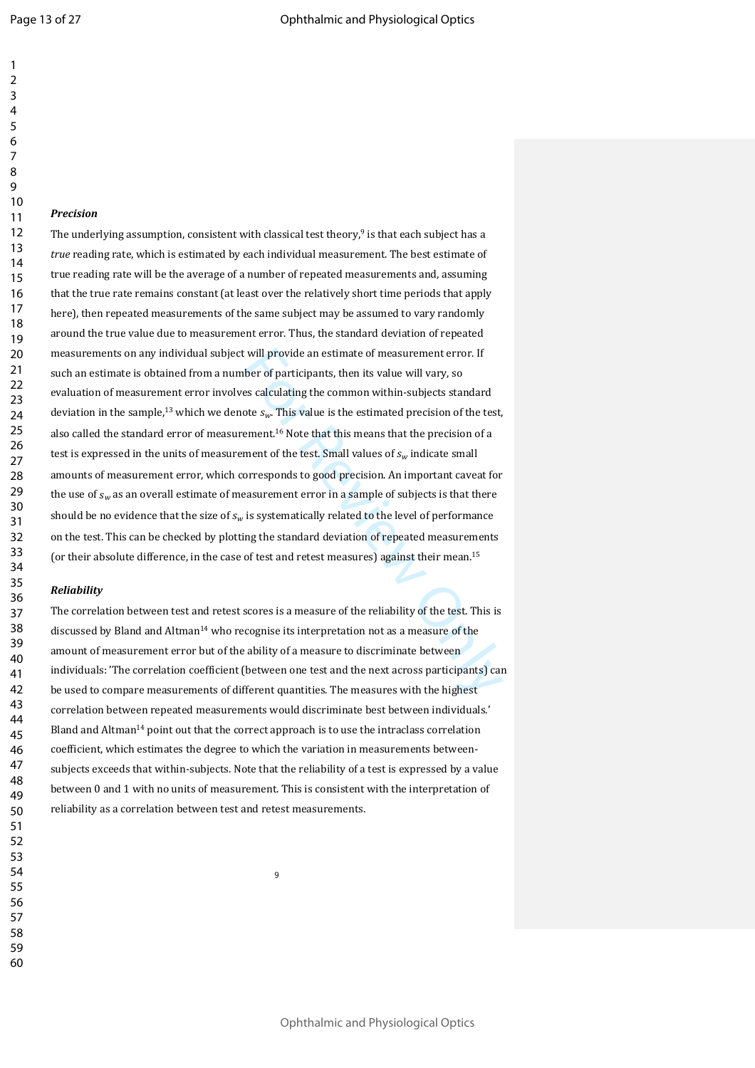***Precision***

The underlying assumption, consistent with classical test theory,[9] is that each subject has a *true* reading rate, which is estimated by each individual measurement. The best estimate of true reading rate will be the average of a number of repeated measurements and, assuming that the true rate remains constant (at least over the relatively short time periods that apply here), then repeated measurements of the same subject may be assumed to vary randomly around the true value due to measurement error. Thus, the standard deviation of repeated measurements on any individual subject will provide an estimate of measurement error. If such an estimate is obtained from a number of participants, then its value will vary, so evaluation of measurement error involves calculating the common within-subjects standard deviation in the sample,[13] which we denote $s_w$. This value is the estimated precision of the test, also called the standard error of measurement.[16] Note that this means that the precision of a test is expressed in the units of measurement of the test. Small values of $s_w$ indicate small amounts of measurement error, which corresponds to good precision. An important caveat for the use of $s_w$ as an overall estimate of measurement error in a sample of subjects is that there should be no evidence that the size of $s_w$ is systematically related to the level of performance on the test. This can be checked by plotting the standard deviation of repeated measurements (or their absolute difference, in the case of test and retest measures) against their mean.[15]

***Reliability***

The correlation between test and retest scores is a measure of the reliability of the test. This is discussed by Bland and Altman[14] who recognise its interpretation not as a measure of the amount of measurement error but of the ability of a measure to discriminate between individuals: 'The correlation coefficient (between one test and the next across participants) can be used to compare measurements of different quantities. The measures with the highest correlation between repeated measurements would discriminate best between individuals.' Bland and Altman[14] point out that the correct approach is to use the intraclass correlation coefficient, which estimates the degree to which the variation in measurements between-subjects exceeds that within-subjects. Note that the reliability of a test is expressed by a value between 0 and 1 with no units of measurement. This is consistent with the interpretation of reliability as a correlation between test and retest measurements.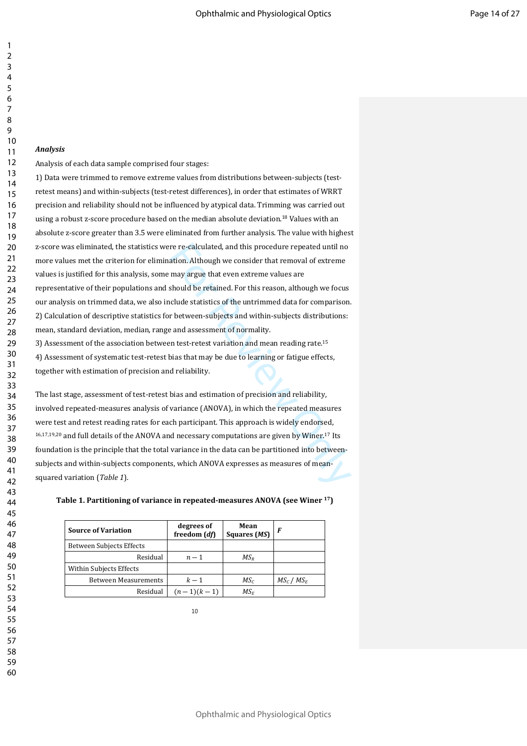***Analysis***

Analysis of each data sample comprised four stages:

1) Data were trimmed to remove extreme values from distributions between-subjects (test-retest means) and within-subjects (test-retest differences), in order that estimates of WRRT precision and reliability should not be influenced by atypical data. Trimming was carried out using a robust z-score procedure based on the median absolute deviation.[18] Values with an absolute z-score greater than 3.5 were eliminated from further analysis. The value with highest z-score was eliminated, the statistics were re-calculated, and this procedure repeated until no more values met the criterion for elimination. Although we consider that removal of extreme values is justified for this analysis, some may argue that even extreme values are representative of their populations and should be retained. For this reason, although we focus our analysis on trimmed data, we also include statistics of the untrimmed data for comparison.

2) Calculation of descriptive statistics for between-subjects and within-subjects distributions: mean, standard deviation, median, range and assessment of normality.

3) Assessment of the association between test-retest variation and mean reading rate.[15]

4) Assessment of systematic test-retest bias that may be due to learning or fatigue effects, together with estimation of precision and reliability.

The last stage, assessment of test-retest bias and estimation of precision and reliability, involved repeated-measures analysis of variance (ANOVA), in which the repeated measures were test and retest reading rates for each participant. This approach is widely endorsed,[16,17,19,20] and full details of the ANOVA and necessary computations are given by Winer.[17] Its foundation is the principle that the total variance in the data can be partitioned into between-subjects and within-subjects components, which ANOVA expresses as measures of mean-squared variation (*Table 1*).

**Table 1. Partitioning of variance in repeated-measures ANOVA (see Winer [17])**

| Source of Variation | degrees of freedom (*df*) | Mean Squares (*MS*) | *F* |
|---|---|---|---|
| Between Subjects Effects | | | |
| Residual | $n-1$ | $MS_R$ | |
| Within Subjects Effects | | | |
| Between Measurements | $k-1$ | $MS_C$ | $MS_C$ / $MS_E$ |
| Residual | $(n-1)(k-1)$ | $MS_E$ | |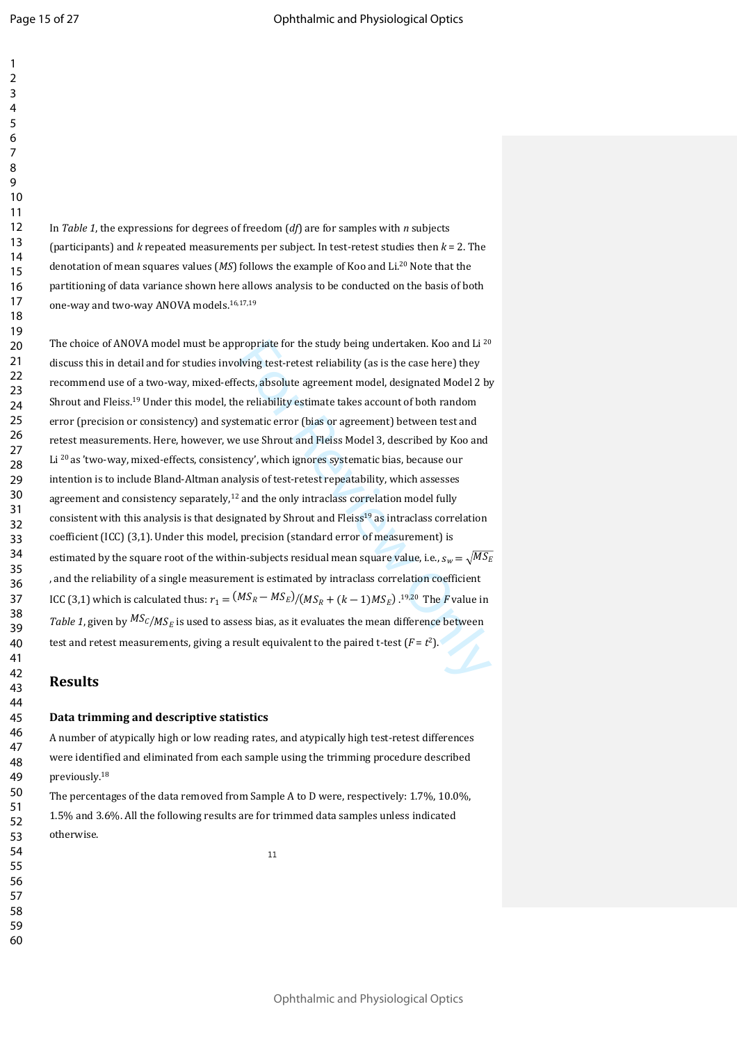In *Table 1*, the expressions for degrees of freedom (*df*) are for samples with $n$ subjects (participants) and $k$ repeated measurements per subject. In test-retest studies then $k = 2$. The denotation of mean squares values (*MS*) follows the example of Koo and Li.[20] Note that the partitioning of data variance shown here allows analysis to be conducted on the basis of both one-way and two-way ANOVA models.[16,17,19]

The choice of ANOVA model must be appropriate for the study being undertaken. Koo and Li [20] discuss this in detail and for studies involving test-retest reliability (as is the case here) they recommend use of a two-way, mixed-effects, absolute agreement model, designated Model 2 by Shrout and Fleiss.[19] Under this model, the reliability estimate takes account of both random error (precision or consistency) and systematic error (bias or agreement) between test and retest measurements. Here, however, we use Shrout and Fleiss Model 3, described by Koo and Li [20] as 'two-way, mixed-effects, consistency', which ignores systematic bias, because our intention is to include Bland-Altman analysis of test-retest repeatability, which assesses agreement and consistency separately,[12] and the only intraclass correlation model fully consistent with this analysis is that designated by Shrout and Fleiss[19] as intraclass correlation coefficient (ICC) (3,1). Under this model, precision (standard error of measurement) is estimated by the square root of the within-subjects residual mean square value, i.e., $s_w = \sqrt{MS_E}$, and the reliability of a single measurement is estimated by intraclass correlation coefficient ICC (3,1) which is calculated thus: $r_1 = (MS_R - MS_E)/(MS_R + (k-1)MS_E)$.[19,20] The $F$ value in *Table 1*, given by $MS_C/MS_E$ is used to assess bias, as it evaluates the mean difference between test and retest measurements, giving a result equivalent to the paired t-test ($F = t^2$).

## Results

### Data trimming and descriptive statistics

A number of atypically high or low reading rates, and atypically high test-retest differences were identified and eliminated from each sample using the trimming procedure described previously.[18]

The percentages of the data removed from Sample A to D were, respectively: 1.7%, 10.0%, 1.5% and 3.6%. All the following results are for trimmed data samples unless indicated otherwise.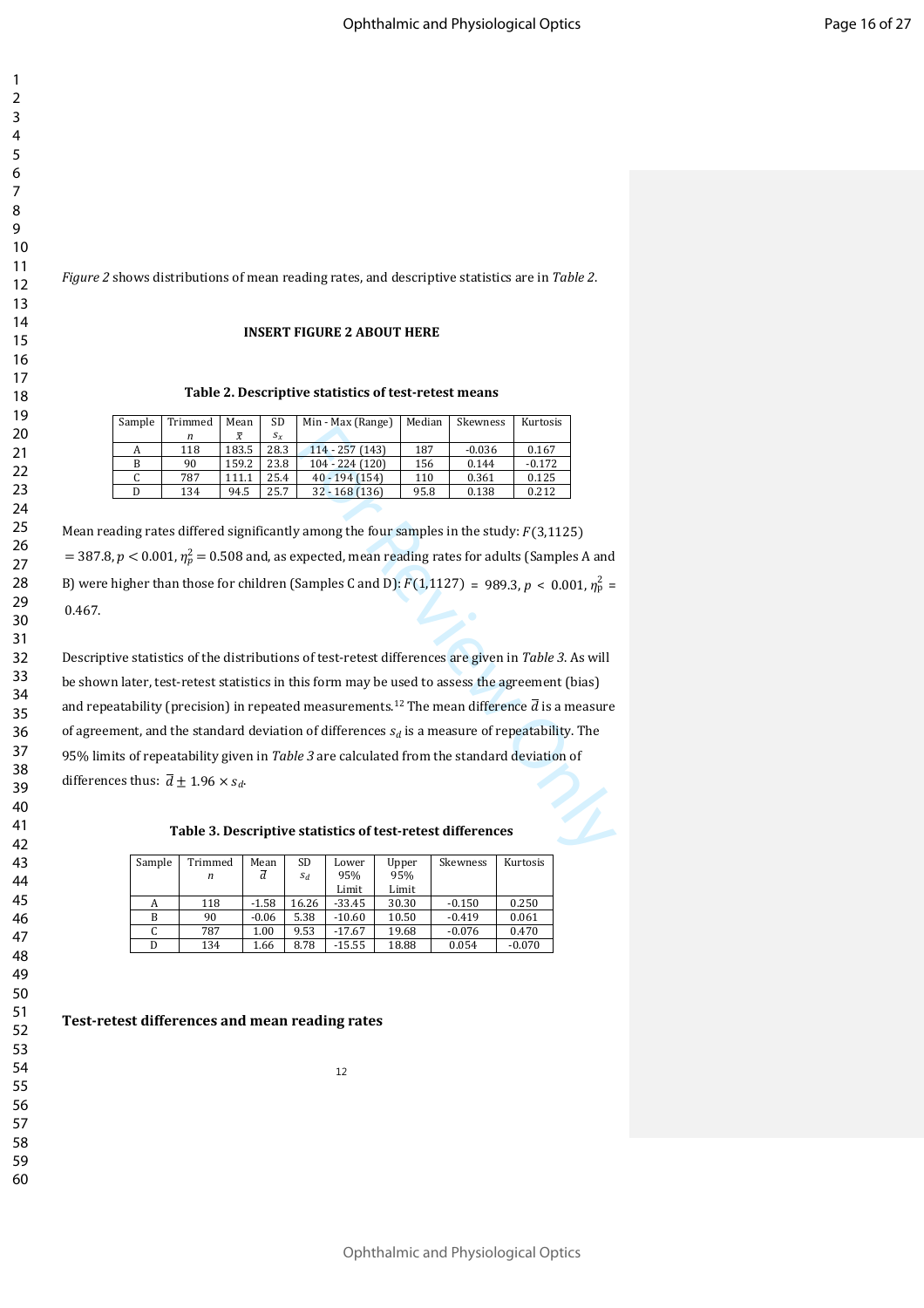*Figure 2* shows distributions of mean reading rates, and descriptive statistics are in *Table 2*.

**INSERT FIGURE 2 ABOUT HERE**

**Table 2. Descriptive statistics of test-retest means**

| Sample | Trimmed $n$ | Mean $\bar{x}$ | SD $s_x$ | Min - Max (Range) | Median | Skewness | Kurtosis |
|---|---|---|---|---|---|---|---|
| A | 118 | 183.5 | 28.3 | 114 - 257 (143) | 187 | -0.036 | 0.167 |
| B | 90 | 159.2 | 23.8 | 104 - 224 (120) | 156 | 0.144 | -0.172 |
| C | 787 | 111.1 | 25.4 | 40 - 194 (154) | 110 | 0.361 | 0.125 |
| D | 134 | 94.5 | 25.7 | 32 - 168 (136) | 95.8 | 0.138 | 0.212 |

Mean reading rates differed significantly among the four samples in the study: $F(3,1125) = 387.8, p < 0.001, \eta_p^2 = 0.508$ and, as expected, mean reading rates for adults (Samples A and B) were higher than those for children (Samples C and D): $F(1,1127) = 989.3, p < 0.001, \eta_p^2 = 0.467$.

Descriptive statistics of the distributions of test-retest differences are given in *Table 3*. As will be shown later, test-retest statistics in this form may be used to assess the agreement (bias) and repeatability (precision) in repeated measurements.[12] The mean difference $\bar{d}$ is a measure of agreement, and the standard deviation of differences $s_d$ is a measure of repeatability. The 95% limits of repeatability given in *Table 3* are calculated from the standard deviation of differences thus: $\bar{d} \pm 1.96 \times s_d$.

**Table 3. Descriptive statistics of test-retest differences**

| Sample | Trimmed $n$ | Mean $\bar{d}$ | SD $s_d$ | Lower 95% Limit | Upper 95% Limit | Skewness | Kurtosis |
|---|---|---|---|---|---|---|---|
| A | 118 | -1.58 | 16.26 | -33.45 | 30.30 | -0.150 | 0.250 |
| B | 90 | -0.06 | 5.38 | -10.60 | 10.50 | -0.419 | 0.061 |
| C | 787 | 1.00 | 9.53 | -17.67 | 19.68 | -0.076 | 0.470 |
| D | 134 | 1.66 | 8.78 | -15.55 | 18.88 | 0.054 | -0.070 |

**Test-retest differences and mean reading rates**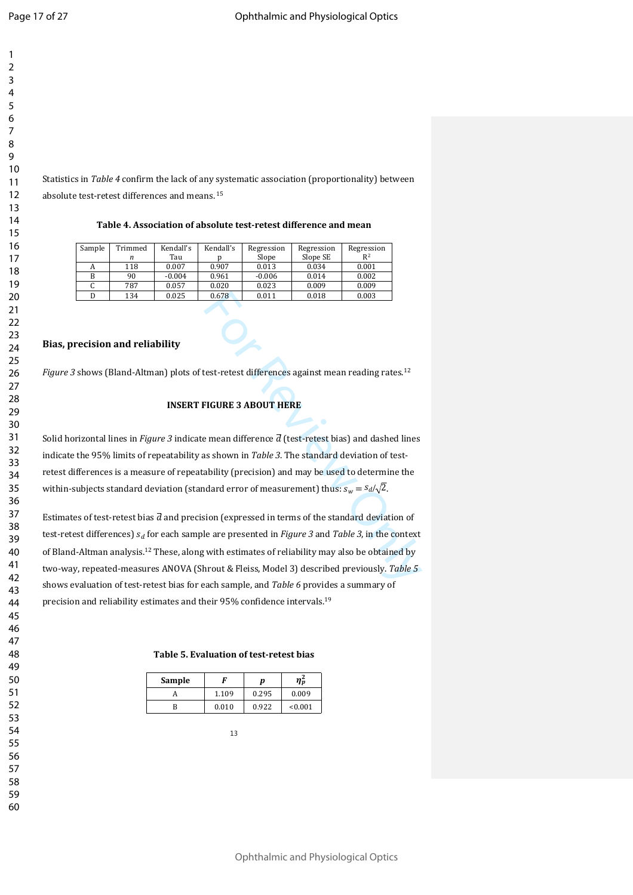Statistics in *Table 4* confirm the lack of any systematic association (proportionality) between absolute test-retest differences and means.[15]

**Table 4. Association of absolute test-retest difference and mean**

| Sample | Trimmed $n$ | Kendall's Tau | Kendall's p | Regression Slope | Regression Slope SE | Regression $R^2$ |
|---|---|---|---|---|---|---|
| A | 118 | 0.007 | 0.907 | 0.013 | 0.034 | 0.001 |
| B | 90 | -0.004 | 0.961 | -0.006 | 0.014 | 0.002 |
| C | 787 | 0.057 | 0.020 | 0.023 | 0.009 | 0.009 |
| D | 134 | 0.025 | 0.678 | 0.011 | 0.018 | 0.003 |

## Bias, precision and reliability

*Figure 3* shows (Bland-Altman) plots of test-retest differences against mean reading rates.[12]

**INSERT FIGURE 3 ABOUT HERE**

Solid horizontal lines in *Figure 3* indicate mean difference $\bar{d}$ (test-retest bias) and dashed lines indicate the 95% limits of repeatability as shown in *Table 3*. The standard deviation of test-retest differences is a measure of repeatability (precision) and may be used to determine the within-subjects standard deviation (standard error of measurement) thus: $s_w = s_d/\sqrt{2}$.

Estimates of test-retest bias $\bar{d}$ and precision (expressed in terms of the standard deviation of test-retest differences) $s_d$ for each sample are presented in *Figure 3* and *Table 3*, in the context of Bland-Altman analysis.[12] These, along with estimates of reliability may also be obtained by two-way, repeated-measures ANOVA (Shrout & Fleiss, Model 3) described previously. *Table 5* shows evaluation of test-retest bias for each sample, and *Table 6* provides a summary of precision and reliability estimates and their 95% confidence intervals.[19]

**Table 5. Evaluation of test-retest bias**

| Sample | $F$ | $p$ | $\eta_p^2$ |
|---|---|---|---|
| A | 1.109 | 0.295 | 0.009 |
| B | 0.010 | 0.922 | <0.001 |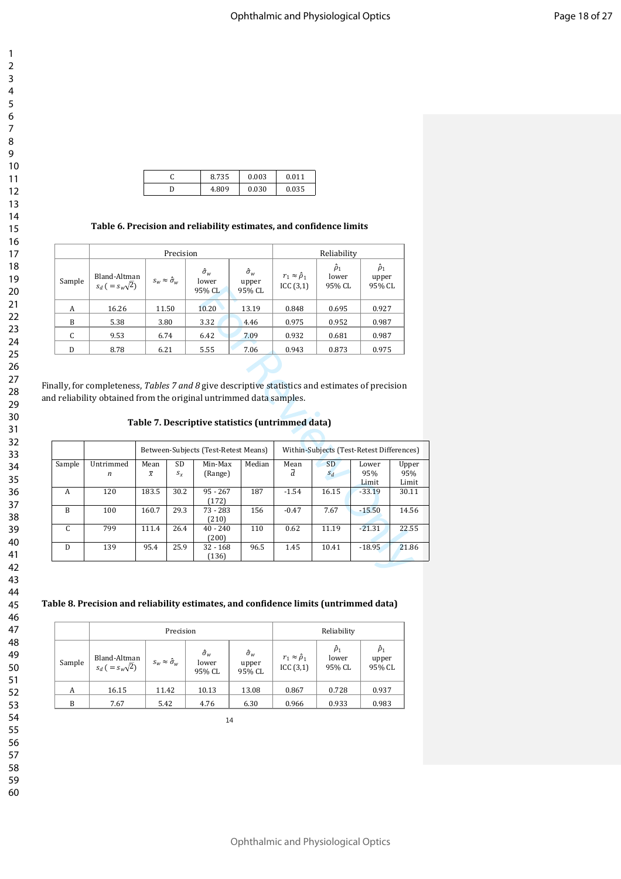| C | 8.735 | 0.003 | 0.011 |
|---|---|---|---|
| D | 4.809 | 0.030 | 0.035 |

**Table 6. Precision and reliability estimates, and confidence limits**

| | Precision | | | | Reliability | | |
|---|---|---|---|---|---|---|---|
| Sample | Bland-Altman $s_d\ (= s_w\sqrt{2})$ | $s_w \approx \hat{\sigma}_w$ | $\hat{\sigma}_w$ lower 95% CL | $\hat{\sigma}_w$ upper 95% CL | $r_1 \approx \hat{\rho}_1$ ICC (3,1) | $\hat{\rho}_1$ lower 95% CL | $\hat{\rho}_1$ upper 95% CL |
| A | 16.26 | 11.50 | 10.20 | 13.19 | 0.848 | 0.695 | 0.927 |
| B | 5.38 | 3.80 | 3.32 | 4.46 | 0.975 | 0.952 | 0.987 |
| C | 9.53 | 6.74 | 6.42 | 7.09 | 0.932 | 0.681 | 0.987 |
| D | 8.78 | 6.21 | 5.55 | 7.06 | 0.943 | 0.873 | 0.975 |

Finally, for completeness, *Tables 7 and 8* give descriptive statistics and estimates of precision and reliability obtained from the original untrimmed data samples.

**Table 7. Descriptive statistics (untrimmed data)**

| | | Between-Subjects (Test-Retest Means) | | | | Within-Subjects (Test-Retest Differences) | | | |
|---|---|---|---|---|---|---|---|---|---|
| Sample | Untrimmed $n$ | Mean $\bar{x}$ | SD $s_x$ | Min-Max (Range) | Median | Mean $\bar{d}$ | SD $s_d$ | Lower 95% Limit | Upper 95% Limit |
| A | 120 | 183.5 | 30.2 | 95 - 267 (172) | 187 | -1.54 | 16.15 | -33.19 | 30.11 |
| B | 100 | 160.7 | 29.3 | 73 - 283 (210) | 156 | -0.47 | 7.67 | -15.50 | 14.56 |
| C | 799 | 111.4 | 26.4 | 40 - 240 (200) | 110 | 0.62 | 11.19 | -21.31 | 22.55 |
| D | 139 | 95.4 | 25.9 | 32 - 168 (136) | 96.5 | 1.45 | 10.41 | -18.95 | 21.86 |

**Table 8. Precision and reliability estimates, and confidence limits (untrimmed data)**

| | Precision | | | | Reliability | | |
|---|---|---|---|---|---|---|---|
| Sample | Bland-Altman $s_d\ (= s_w\sqrt{2})$ | $s_w \approx \hat{\sigma}_w$ | $\hat{\sigma}_w$ lower 95% CL | $\hat{\sigma}_w$ upper 95% CL | $r_1 \approx \hat{\rho}_1$ ICC (3,1) | $\hat{\rho}_1$ lower 95% CL | $\hat{\rho}_1$ upper 95% CL |
| A | 16.15 | 11.42 | 10.13 | 13.08 | 0.867 | 0.728 | 0.937 |
| B | 7.67 | 5.42 | 4.76 | 6.30 | 0.966 | 0.933 | 0.983 |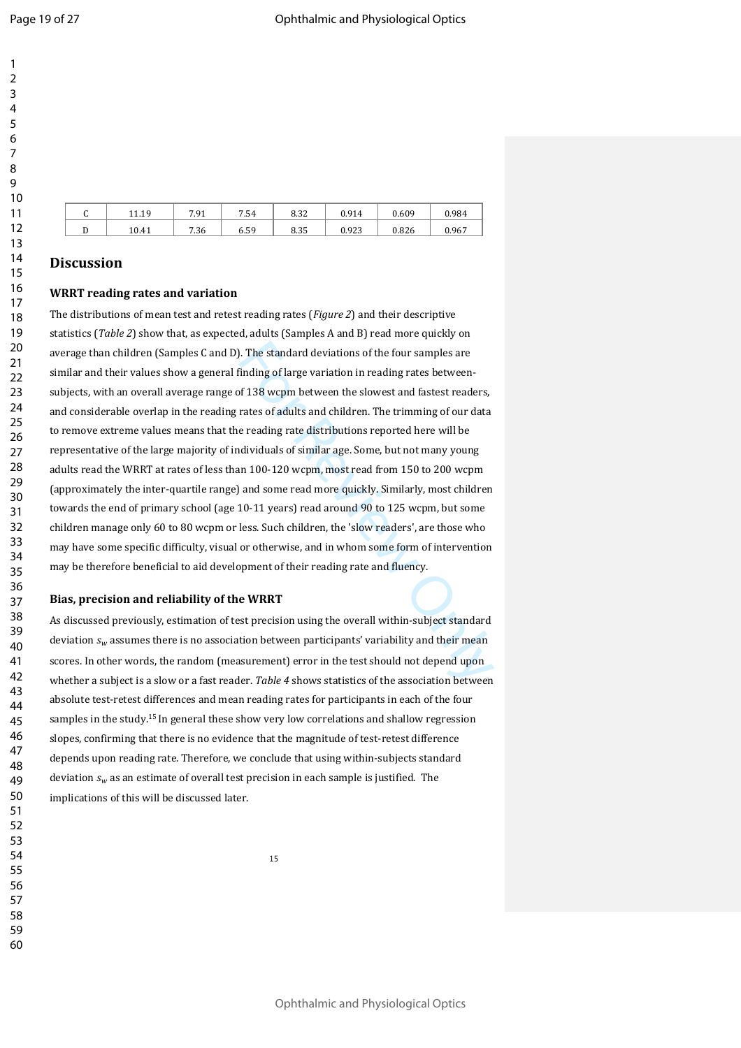| C | 11.19 | 7.91 | 7.54 | 8.32 | 0.914 | 0.609 | 0.984 |
|---|---|---|---|---|---|---|---|
| D | 10.41 | 7.36 | 6.59 | 8.35 | 0.923 | 0.826 | 0.967 |

## Discussion

### WRRT reading rates and variation

The distributions of mean test and retest reading rates (*Figure 2*) and their descriptive statistics (*Table 2*) show that, as expected, adults (Samples A and B) read more quickly on average than children (Samples C and D). The standard deviations of the four samples are similar and their values show a general finding of large variation in reading rates between-subjects, with an overall average range of 138 wcpm between the slowest and fastest readers, and considerable overlap in the reading rates of adults and children. The trimming of our data to remove extreme values means that the reading rate distributions reported here will be representative of the large majority of individuals of similar age. Some, but not many young adults read the WRRT at rates of less than 100-120 wcpm, most read from 150 to 200 wcpm (approximately the inter-quartile range) and some read more quickly. Similarly, most children towards the end of primary school (age 10-11 years) read around 90 to 125 wcpm, but some children manage only 60 to 80 wcpm or less. Such children, the 'slow readers', are those who may have some specific difficulty, visual or otherwise, and in whom some form of intervention may be therefore beneficial to aid development of their reading rate and fluency.

### Bias, precision and reliability of the WRRT

As discussed previously, estimation of test precision using the overall within-subject standard deviation $s_w$ assumes there is no association between participants' variability and their mean scores. In other words, the random (measurement) error in the test should not depend upon whether a subject is a slow or a fast reader. *Table 4* shows statistics of the association between absolute test-retest differences and mean reading rates for participants in each of the four samples in the study.[15] In general these show very low correlations and shallow regression slopes, confirming that there is no evidence that the magnitude of test-retest difference depends upon reading rate. Therefore, we conclude that using within-subjects standard deviation $s_w$ as an estimate of overall test precision in each sample is justified. The implications of this will be discussed later.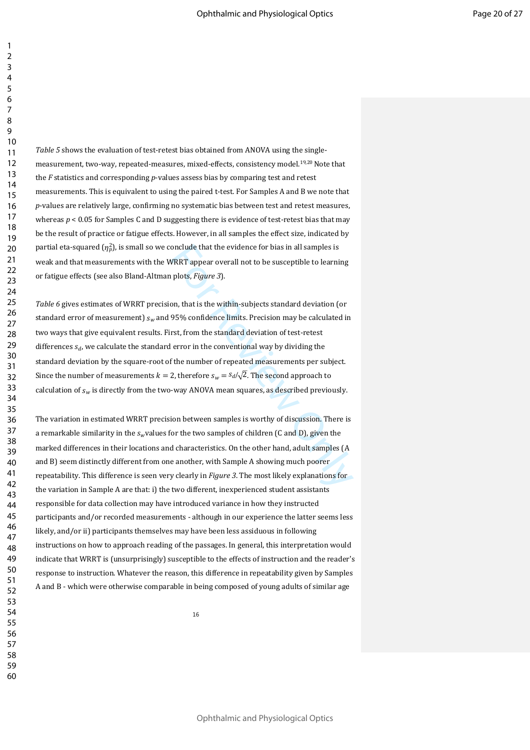*Table 5* shows the evaluation of test-retest bias obtained from ANOVA using the single-measurement, two-way, repeated-measures, mixed-effects, consistency model.[19,20] Note that the *F* statistics and corresponding *p*-values assess bias by comparing test and retest measurements. This is equivalent to using the paired t-test. For Samples A and B we note that *p*-values are relatively large, confirming no systematic bias between test and retest measures, whereas $p < 0.05$ for Samples C and D suggesting there is evidence of test-retest bias that may be the result of practice or fatigue effects. However, in all samples the effect size, indicated by partial eta-squared ($\eta_p^2$), is small so we conclude that the evidence for bias in all samples is weak and that measurements with the WRRT appear overall not to be susceptible to learning or fatigue effects (see also Bland-Altman plots, *Figure 3*).

*Table 6* gives estimates of WRRT precision, that is the within-subjects standard deviation (or standard error of measurement) $s_w$ and 95% confidence limits. Precision may be calculated in two ways that give equivalent results. First, from the standard deviation of test-retest differences $s_d$, we calculate the standard error in the conventional way by dividing the standard deviation by the square-root of the number of repeated measurements per subject. Since the number of measurements $k = 2$, therefore $s_w = s_d/\sqrt{2}$. The second approach to calculation of $s_w$ is directly from the two-way ANOVA mean squares, as described previously.

The variation in estimated WRRT precision between samples is worthy of discussion. There is a remarkable similarity in the $s_w$ values for the two samples of children (C and D), given the marked differences in their locations and characteristics. On the other hand, adult samples (A and B) seem distinctly different from one another, with Sample A showing much poorer repeatability. This difference is seen very clearly in *Figure 3*. The most likely explanations for the variation in Sample A are that: i) the two different, inexperienced student assistants responsible for data collection may have introduced variance in how they instructed participants and/or recorded measurements - although in our experience the latter seems less likely, and/or ii) participants themselves may have been less assiduous in following instructions on how to approach reading of the passages. In general, this interpretation would indicate that WRRT is (unsurprisingly) susceptible to the effects of instruction and the reader's response to instruction. Whatever the reason, this difference in repeatability given by Samples A and B - which were otherwise comparable in being composed of young adults of similar age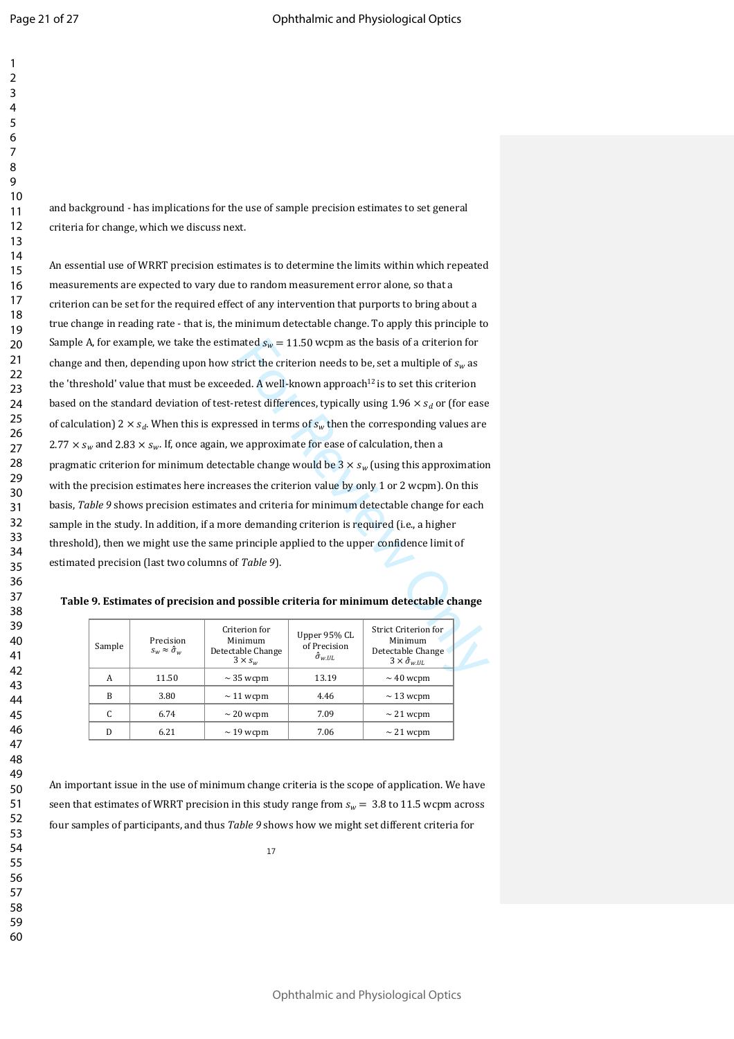and background - has implications for the use of sample precision estimates to set general criteria for change, which we discuss next.

An essential use of WRRT precision estimates is to determine the limits within which repeated measurements are expected to vary due to random measurement error alone, so that a criterion can be set for the required effect of any intervention that purports to bring about a true change in reading rate - that is, the minimum detectable change. To apply this principle to Sample A, for example, we take the estimated $s_w = 11.50$ wcpm as the basis of a criterion for change and then, depending upon how strict the criterion needs to be, set a multiple of $s_w$ as the 'threshold' value that must be exceeded. A well-known approach[12] is to set this criterion based on the standard deviation of test-retest differences, typically using $1.96 \times s_d$ or (for ease of calculation) $2 \times s_d$. When this is expressed in terms of $s_w$ then the corresponding values are $2.77 \times s_w$ and $2.83 \times s_w$. If, once again, we approximate for ease of calculation, then a pragmatic criterion for minimum detectable change would be $3 \times s_w$ (using this approximation with the precision estimates here increases the criterion value by only 1 or 2 wcpm). On this basis, *Table 9* shows precision estimates and criteria for minimum detectable change for each sample in the study. In addition, if a more demanding criterion is required (i.e., a higher threshold), then we might use the same principle applied to the upper confidence limit of estimated precision (last two columns of *Table 9*).

**Table 9. Estimates of precision and possible criteria for minimum detectable change**

| Sample | Precision $s_w \approx \hat{\sigma}_w$ | Criterion for Minimum Detectable Change $3 \times s_w$ | Upper 95% CL of Precision $\hat{\sigma}_{w.UL}$ | Strict Criterion for Minimum Detectable Change $3 \times \hat{\sigma}_{w.UL}$ |
|---|---|---|---|---|
| A | 11.50 | ~ 35 wcpm | 13.19 | ~ 40 wcpm |
| B | 3.80 | ~ 11 wcpm | 4.46 | ~ 13 wcpm |
| C | 6.74 | ~ 20 wcpm | 7.09 | ~ 21 wcpm |
| D | 6.21 | ~ 19 wcpm | 7.06 | ~ 21 wcpm |

An important issue in the use of minimum change criteria is the scope of application. We have seen that estimates of WRRT precision in this study range from $s_w =$ 3.8 to 11.5 wcpm across four samples of participants, and thus *Table 9* shows how we might set different criteria for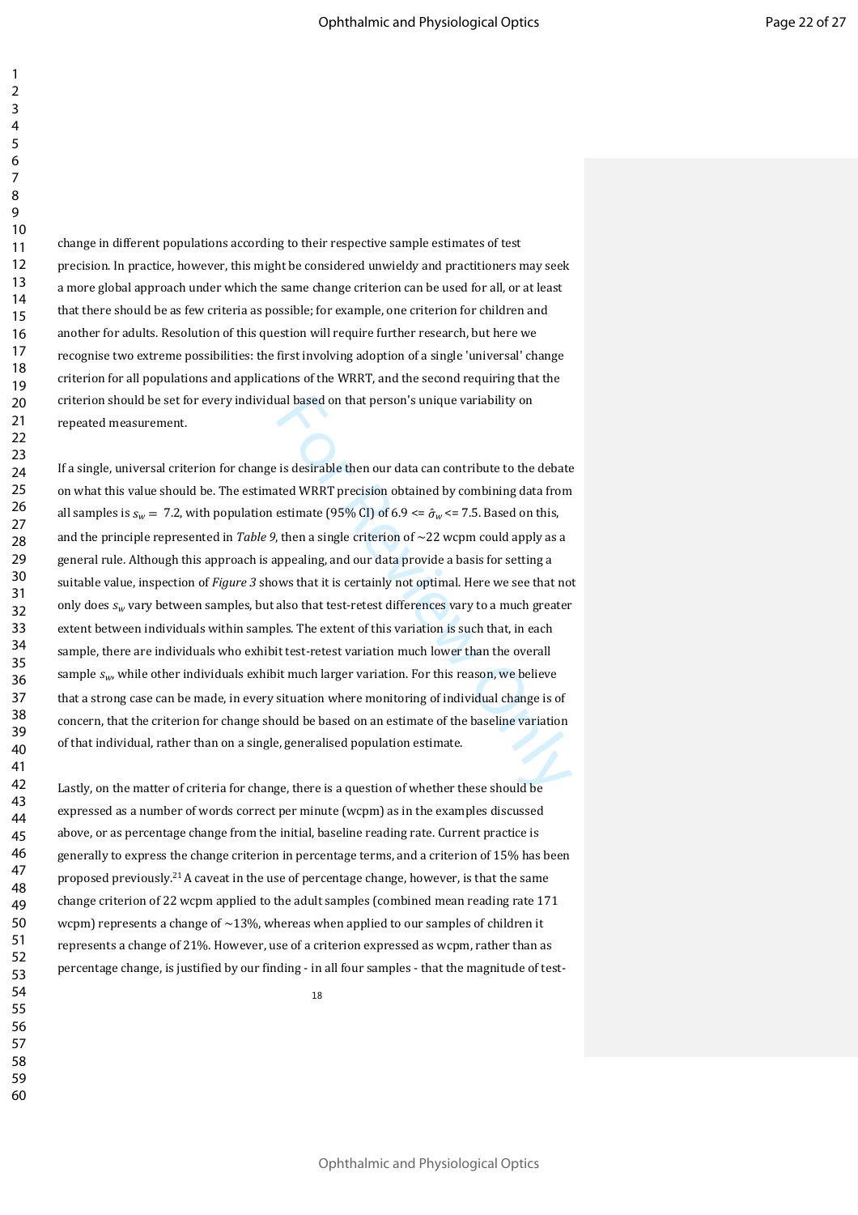change in different populations according to their respective sample estimates of test precision. In practice, however, this might be considered unwieldy and practitioners may seek a more global approach under which the same change criterion can be used for all, or at least that there should be as few criteria as possible; for example, one criterion for children and another for adults. Resolution of this question will require further research, but here we recognise two extreme possibilities: the first involving adoption of a single 'universal' change criterion for all populations and applications of the WRRT, and the second requiring that the criterion should be set for every individual based on that person's unique variability on repeated measurement.

If a single, universal criterion for change is desirable then our data can contribute to the debate on what this value should be. The estimated WRRT precision obtained by combining data from all samples is $s_w = 7.2$, with population estimate (95% CI) of $6.9 <= \hat{\sigma}_w <= 7.5$. Based on this, and the principle represented in *Table 9*, then a single criterion of ~22 wcpm could apply as a general rule. Although this approach is appealing, and our data provide a basis for setting a suitable value, inspection of *Figure 3* shows that it is certainly not optimal. Here we see that not only does $s_w$ vary between samples, but also that test-retest differences vary to a much greater extent between individuals within samples. The extent of this variation is such that, in each sample, there are individuals who exhibit test-retest variation much lower than the overall sample $s_w$, while other individuals exhibit much larger variation. For this reason, we believe that a strong case can be made, in every situation where monitoring of individual change is of concern, that the criterion for change should be based on an estimate of the baseline variation of that individual, rather than on a single, generalised population estimate.

Lastly, on the matter of criteria for change, there is a question of whether these should be expressed as a number of words correct per minute (wcpm) as in the examples discussed above, or as percentage change from the initial, baseline reading rate. Current practice is generally to express the change criterion in percentage terms, and a criterion of 15% has been proposed previously.[21] A caveat in the use of percentage change, however, is that the same change criterion of 22 wcpm applied to the adult samples (combined mean reading rate 171 wcpm) represents a change of ~13%, whereas when applied to our samples of children it represents a change of 21%. However, use of a criterion expressed as wcpm, rather than as percentage change, is justified by our finding - in all four samples - that the magnitude of test-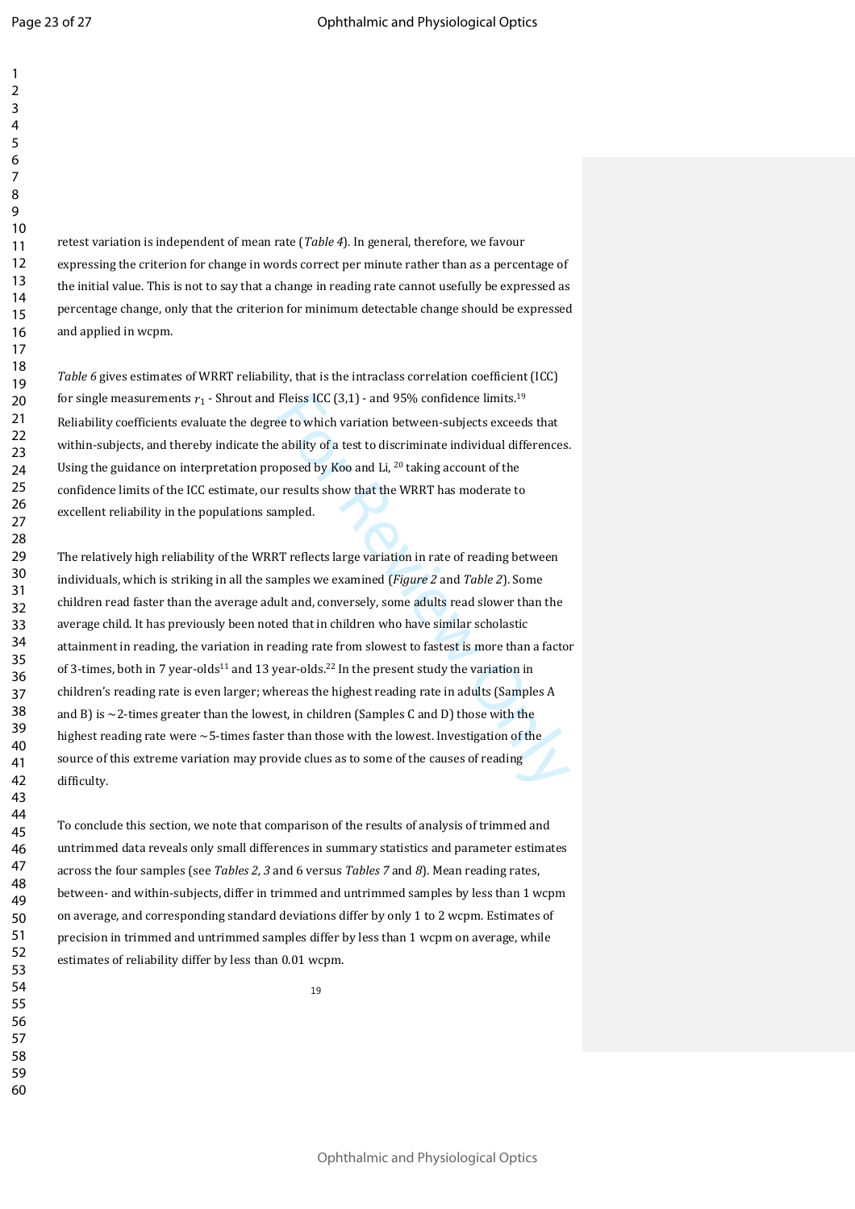retest variation is independent of mean rate (*Table 4*). In general, therefore, we favour expressing the criterion for change in words correct per minute rather than as a percentage of the initial value. This is not to say that a change in reading rate cannot usefully be expressed as percentage change, only that the criterion for minimum detectable change should be expressed and applied in wcpm.

*Table 6* gives estimates of WRRT reliability, that is the intraclass correlation coefficient (ICC) for single measurements $r_1$ - Shrout and Fleiss ICC (3,1) - and 95% confidence limits.[19] Reliability coefficients evaluate the degree to which variation between-subjects exceeds that within-subjects, and thereby indicate the ability of a test to discriminate individual differences. Using the guidance on interpretation proposed by Koo and Li, [20] taking account of the confidence limits of the ICC estimate, our results show that the WRRT has moderate to excellent reliability in the populations sampled.

The relatively high reliability of the WRRT reflects large variation in rate of reading between individuals, which is striking in all the samples we examined (*Figure 2* and *Table 2*). Some children read faster than the average adult and, conversely, some adults read slower than the average child. It has previously been noted that in children who have similar scholastic attainment in reading, the variation in reading rate from slowest to fastest is more than a factor of 3-times, both in 7 year-olds[11] and 13 year-olds.[22] In the present study the variation in children's reading rate is even larger; whereas the highest reading rate in adults (Samples A and B) is ~2-times greater than the lowest, in children (Samples C and D) those with the highest reading rate were ~5-times faster than those with the lowest. Investigation of the source of this extreme variation may provide clues as to some of the causes of reading difficulty.

To conclude this section, we note that comparison of the results of analysis of trimmed and untrimmed data reveals only small differences in summary statistics and parameter estimates across the four samples (see *Tables 2*, *3* and 6 versus *Tables 7* and *8*). Mean reading rates, between- and within-subjects, differ in trimmed and untrimmed samples by less than 1 wcpm on average, and corresponding standard deviations differ by only 1 to 2 wcpm. Estimates of precision in trimmed and untrimmed samples differ by less than 1 wcpm on average, while estimates of reliability differ by less than 0.01 wcpm.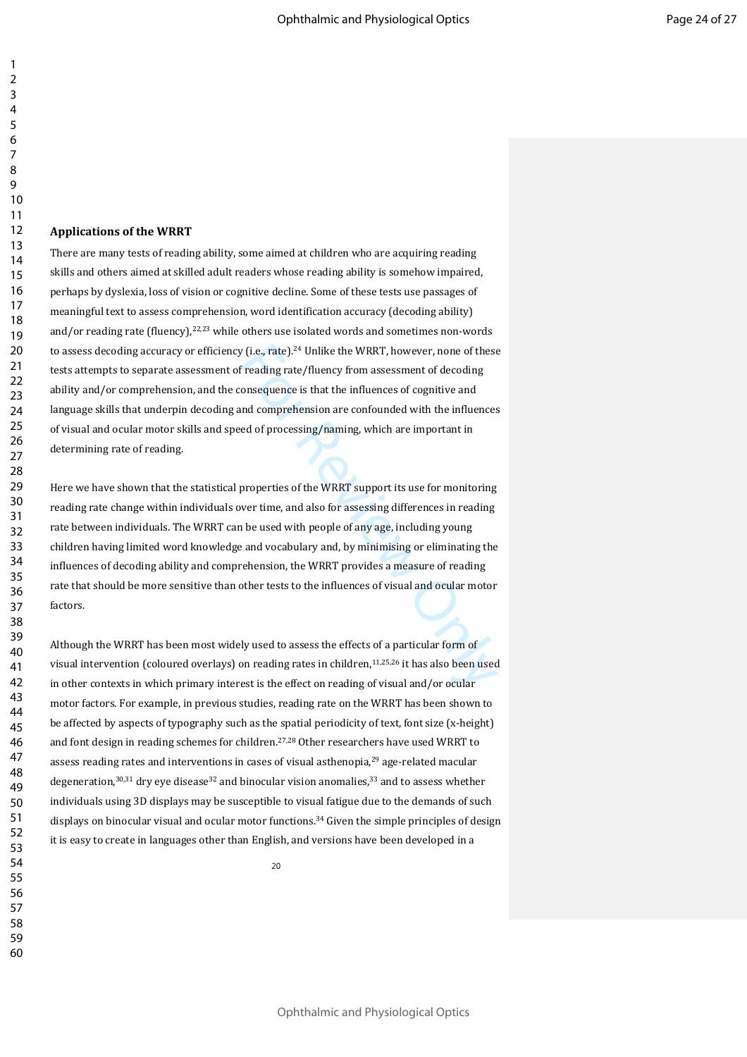## Applications of the WRRT

There are many tests of reading ability, some aimed at children who are acquiring reading skills and others aimed at skilled adult readers whose reading ability is somehow impaired, perhaps by dyslexia, loss of vision or cognitive decline. Some of these tests use passages of meaningful text to assess comprehension, word identification accuracy (decoding ability) and/or reading rate (fluency),[22,23] while others use isolated words and sometimes non-words to assess decoding accuracy or efficiency (i.e., rate).[24] Unlike the WRRT, however, none of these tests attempts to separate assessment of reading rate/fluency from assessment of decoding ability and/or comprehension, and the consequence is that the influences of cognitive and language skills that underpin decoding and comprehension are confounded with the influences of visual and ocular motor skills and speed of processing/naming, which are important in determining rate of reading.

Here we have shown that the statistical properties of the WRRT support its use for monitoring reading rate change within individuals over time, and also for assessing differences in reading rate between individuals. The WRRT can be used with people of any age, including young children having limited word knowledge and vocabulary and, by minimising or eliminating the influences of decoding ability and comprehension, the WRRT provides a measure of reading rate that should be more sensitive than other tests to the influences of visual and ocular motor factors.

Although the WRRT has been most widely used to assess the effects of a particular form of visual intervention (coloured overlays) on reading rates in children,[11,25,26] it has also been used in other contexts in which primary interest is the effect on reading of visual and/or ocular motor factors. For example, in previous studies, reading rate on the WRRT has been shown to be affected by aspects of typography such as the spatial periodicity of text, font size (x-height) and font design in reading schemes for children.[27,28] Other researchers have used WRRT to assess reading rates and interventions in cases of visual asthenopia,[29] age-related macular degeneration,[30,31] dry eye disease[32] and binocular vision anomalies,[33] and to assess whether individuals using 3D displays may be susceptible to visual fatigue due to the demands of such displays on binocular visual and ocular motor functions.[34] Given the simple principles of design it is easy to create in languages other than English, and versions have been developed in a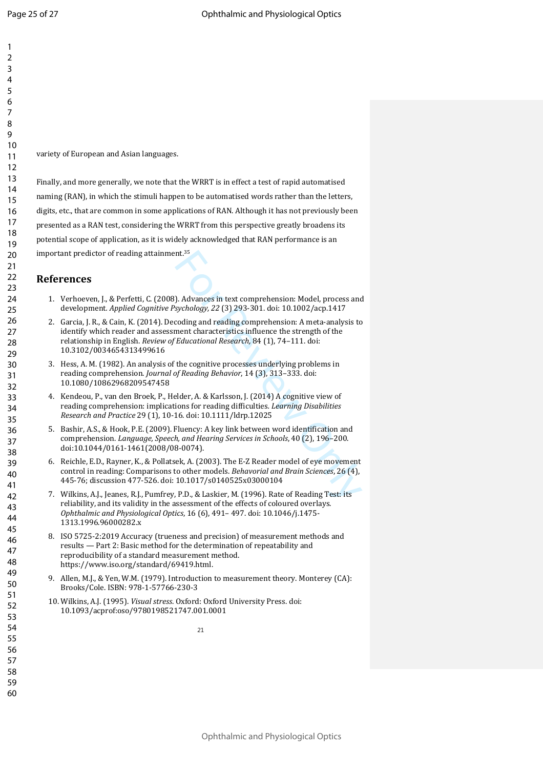variety of European and Asian languages.

Finally, and more generally, we note that the WRRT is in effect a test of rapid automatised naming (RAN), in which the stimuli happen to be automatised words rather than the letters, digits, etc., that are common in some applications of RAN. Although it has not previously been presented as a RAN test, considering the WRRT from this perspective greatly broadens its potential scope of application, as it is widely acknowledged that RAN performance is an important predictor of reading attainment.[35]

## References

1. Verhoeven, J., & Perfetti, C. (2008). Advances in text comprehension: Model, process and development. *Applied Cognitive Psychology, 22* (3) 293-301. doi: 10.1002/acp.1417
2. Garcia, J. R., & Cain, K. (2014). Decoding and reading comprehension: A meta-analysis to identify which reader and assessment characteristics influence the strength of the relationship in English. *Review of Educational Research*, 84 (1), 74–111. doi: 10.3102/0034654313499616
3. Hess, A. M. (1982). An analysis of the cognitive processes underlying problems in reading comprehension. *Journal of Reading Behavior*, 14 (3), 313–333. doi: 10.1080/10862968209547458
4. Kendeou, P., van den Broek, P., Helder, A. & Karlsson, J. (2014) A cognitive view of reading comprehension: implications for reading difficulties. *Learning Disabilities Research and Practice* 29 (1), 10-16. doi: 10.1111/ldrp.12025
5. Bashir, A.S., & Hook, P.E. (2009). Fluency: A key link between word identification and comprehension. *Language, Speech, and Hearing Services in Schools*, 40 (2), 196–200. doi:10.1044/0161-1461(2008/08-0074).
6. Reichle, E.D., Rayner, K., & Pollatsek, A. (2003). The E-Z Reader model of eye movement control in reading: Comparisons to other models. *Behavorial and Brain Sciences*, 26 (4), 445-76; discussion 477-526. doi: 10.1017/s0140525x03000104
7. Wilkins, A.J., Jeanes, R.J., Pumfrey, P.D., & Laskier, M. (1996). Rate of Reading Test: its reliability, and its validity in the assessment of the effects of coloured overlays. *Ophthalmic and Physiological Optics*, 16 (6), 491– 497. doi: 10.1046/j.1475-1313.1996.96000282.x
8. ISO 5725-2:2019 Accuracy (trueness and precision) of measurement methods and results — Part 2: Basic method for the determination of repeatability and reproducibility of a standard measurement method. https://www.iso.org/standard/69419.html.
9. Allen, M.J., & Yen, W.M. (1979). Introduction to measurement theory. Monterey (CA): Brooks/Cole. ISBN: 978-1-57766-230-3
10. Wilkins, A.J. (1995). *Visual stress*. Oxford: Oxford University Press. doi: 10.1093/acprof:oso/9780198521747.001.0001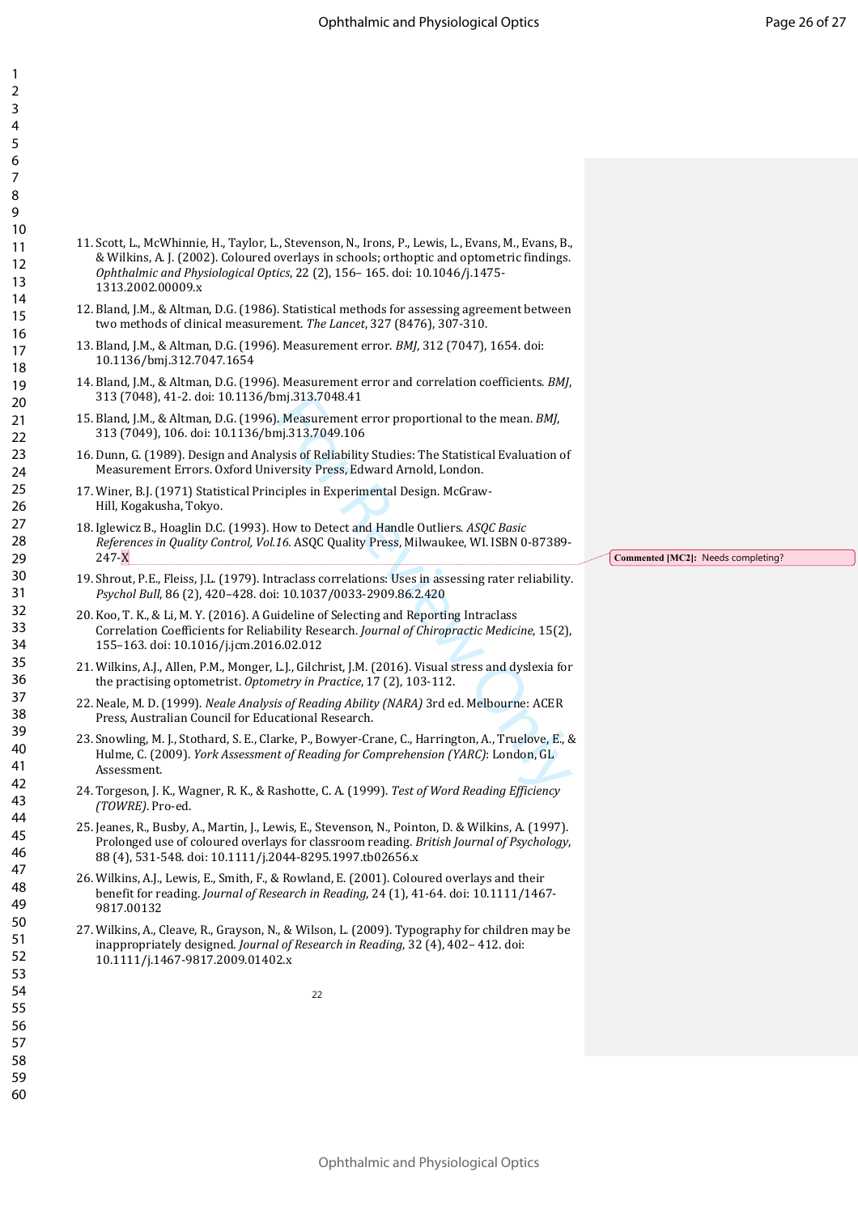11. Scott, L., McWhinnie, H., Taylor, L., Stevenson, N., Irons, P., Lewis, L., Evans, M., Evans, B., & Wilkins, A. J. (2002). Coloured overlays in schools; orthoptic and optometric findings. *Ophthalmic and Physiological Optics*, 22 (2), 156– 165. doi: 10.1046/j.1475-1313.2002.00009.x

12. Bland, J.M., & Altman, D.G. (1986). Statistical methods for assessing agreement between two methods of clinical measurement. *The Lancet*, 327 (8476), 307-310.

13. Bland, J.M., & Altman, D.G. (1996). Measurement error. *BMJ*, 312 (7047), 1654. doi: 10.1136/bmj.312.7047.1654

14. Bland, J.M., & Altman, D.G. (1996). Measurement error and correlation coefficients. *BMJ*, 313 (7048), 41-2. doi: 10.1136/bmj.313.7048.41

15. Bland, J.M., & Altman, D.G. (1996). Measurement error proportional to the mean. *BMJ*, 313 (7049), 106. doi: 10.1136/bmj.313.7049.106

16. Dunn, G. (1989). Design and Analysis of Reliability Studies: The Statistical Evaluation of Measurement Errors. Oxford University Press, Edward Arnold, London.

17. Winer, B.J. (1971) Statistical Principles in Experimental Design. McGraw-Hill, Kogakusha, Tokyo.

18. Iglewicz B., Hoaglin D.C. (1993). How to Detect and Handle Outliers. *ASQC Basic References in Quality Control, Vol.16.* ASQC Quality Press, Milwaukee, WI. ISBN 0-87389-247-X

19. Shrout, P.E., Fleiss, J.L. (1979). Intraclass correlations: Uses in assessing rater reliability. *Psychol Bull*, 86 (2), 420–428. doi: 10.1037/0033-2909.86.2.420

20. Koo, T. K., & Li, M. Y. (2016). A Guideline of Selecting and Reporting Intraclass Correlation Coefficients for Reliability Research. *Journal of Chiropractic Medicine*, 15(2), 155–163. doi: 10.1016/j.jcm.2016.02.012

21. Wilkins, A.J., Allen, P.M., Monger, L.J., Gilchrist, J.M. (2016). Visual stress and dyslexia for the practising optometrist. *Optometry in Practice*, 17 (2), 103-112.

22. Neale, M. D. (1999). *Neale Analysis of Reading Ability (NARA)* 3rd ed. Melbourne: ACER Press, Australian Council for Educational Research.

23. Snowling, M. J., Stothard, S. E., Clarke, P., Bowyer-Crane, C., Harrington, A., Truelove, E., & Hulme, C. (2009). *York Assessment of Reading for Comprehension (YARC)*: London, GL Assessment.

24. Torgeson, J. K., Wagner, R. K., & Rashotte, C. A. (1999). *Test of Word Reading Efficiency (TOWRE)*. Pro-ed.

25. Jeanes, R., Busby, A., Martin, J., Lewis, E., Stevenson, N., Pointon, D. & Wilkins, A. (1997). Prolonged use of coloured overlays for classroom reading. *British Journal of Psychology*, 88 (4), 531-548. doi: 10.1111/j.2044-8295.1997.tb02656.x

26. Wilkins, A.J., Lewis, E., Smith, F., & Rowland, E. (2001). Coloured overlays and their benefit for reading. *Journal of Research in Reading*, 24 (1), 41-64. doi: 10.1111/1467-9817.00132

27. Wilkins, A., Cleave, R., Grayson, N., & Wilson, L. (2009). Typography for children may be inappropriately designed. *Journal of Research in Reading*, 32 (4), 402– 412. doi: 10.1111/j.1467-9817.2009.01402.x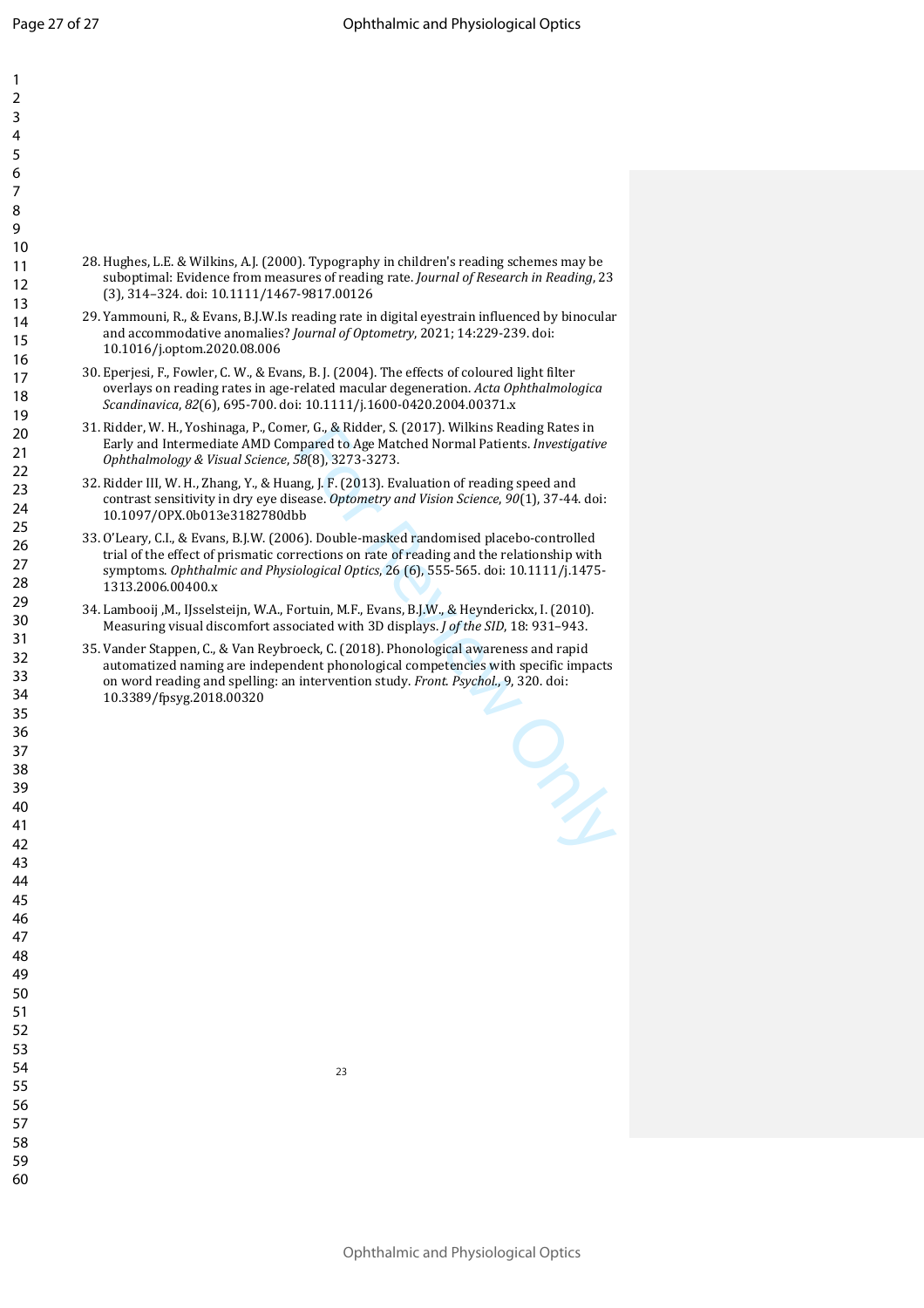28. Hughes, L.E. & Wilkins, A.J. (2000). Typography in children's reading schemes may be suboptimal: Evidence from measures of reading rate. *Journal of Research in Reading*, 23 (3), 314–324. doi: 10.1111/1467-9817.00126
29. Yammouni, R., & Evans, B.J.W.Is reading rate in digital eyestrain influenced by binocular and accommodative anomalies? *Journal of Optometry*, 2021; 14:229-239. doi: 10.1016/j.optom.2020.08.006
30. Eperjesi, F., Fowler, C. W., & Evans, B. J. (2004). The effects of coloured light filter overlays on reading rates in age-related macular degeneration. *Acta Ophthalmologica Scandinavica*, *82*(6), 695-700. doi: 10.1111/j.1600-0420.2004.00371.x
31. Ridder, W. H., Yoshinaga, P., Comer, G., & Ridder, S. (2017). Wilkins Reading Rates in Early and Intermediate AMD Compared to Age Matched Normal Patients. *Investigative Ophthalmology & Visual Science*, *58*(8), 3273-3273.
32. Ridder III, W. H., Zhang, Y., & Huang, J. F. (2013). Evaluation of reading speed and contrast sensitivity in dry eye disease. *Optometry and Vision Science*, *90*(1), 37-44. doi: 10.1097/OPX.0b013e3182780dbb
33. O'Leary, C.I., & Evans, B.J.W. (2006). Double-masked randomised placebo-controlled trial of the effect of prismatic corrections on rate of reading and the relationship with symptoms. *Ophthalmic and Physiological Optics*, 26 (6), 555-565. doi: 10.1111/j.1475-1313.2006.00400.x
34. Lambooij ,M., IJsselsteijn, W.A., Fortuin, M.F., Evans, B.J.W., & Heynderickx, I. (2010). Measuring visual discomfort associated with 3D displays. *J of the SID*, 18: 931–943.
35. Vander Stappen, C., & Van Reybroeck, C. (2018). Phonological awareness and rapid automatized naming are independent phonological competencies with specific impacts on word reading and spelling: an intervention study. *Front. Psychol.*, 9, 320. doi: 10.3389/fpsyg.2018.00320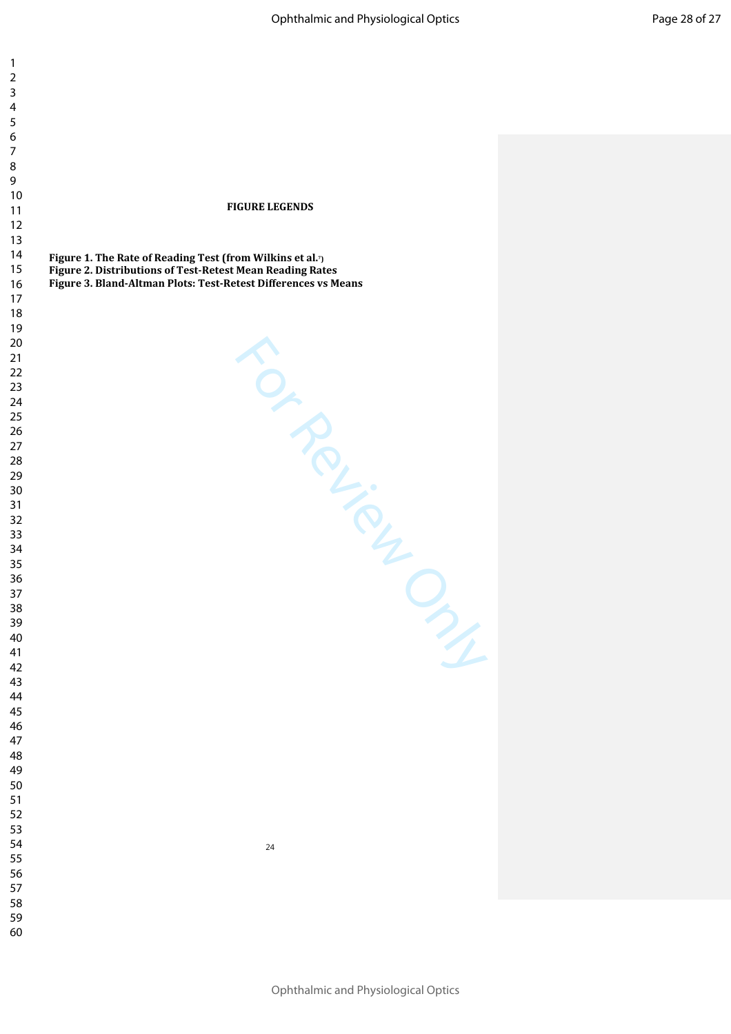## FIGURE LEGENDS

**Figure 1. The Rate of Reading Test (from Wilkins et al.[7])**
**Figure 2. Distributions of Test-Retest Mean Reading Rates**
**Figure 3. Bland-Altman Plots: Test-Retest Differences vs Means**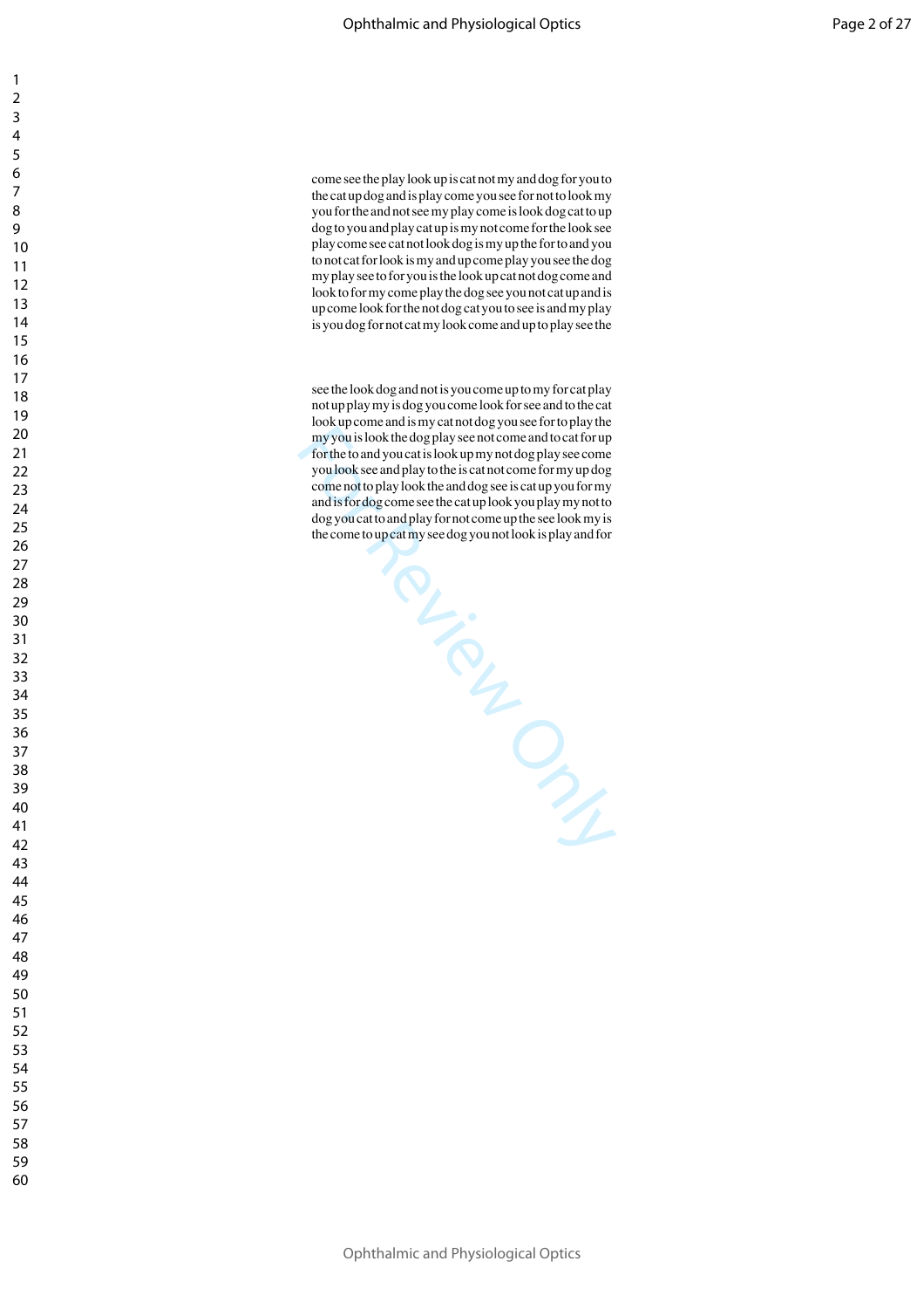come see the play look up is cat not my and dog for you to the cat up dog and is play come you see for not to look my you for the and not see my play come is look dog cat to up dog to you and play cat up is my not come for the look see play come see cat not look dog is my up the for to and you to not cat for look is my and up come play you see the dog my play see to for you is the look up cat not dog come and look to for my come play the dog see you not cat up and is up come look for the not dog cat you to see is and my play is you dog for not cat my look come and up to play see the

see the look dog and not is you come up to my for cat play not up play my is dog you come look for see and to the cat look up come and is my cat not dog you see for to play the my you is look the dog play see not come and to cat for up for the to and you cat is look up my not dog play see come you look see and play to the is cat not come for my up dog come not to play look the and dog see is cat up you for my and is for dog come see the cat up look you play my not to dog you cat to and play for not come up the see look my is the come to up cat my see dog you not look is play and for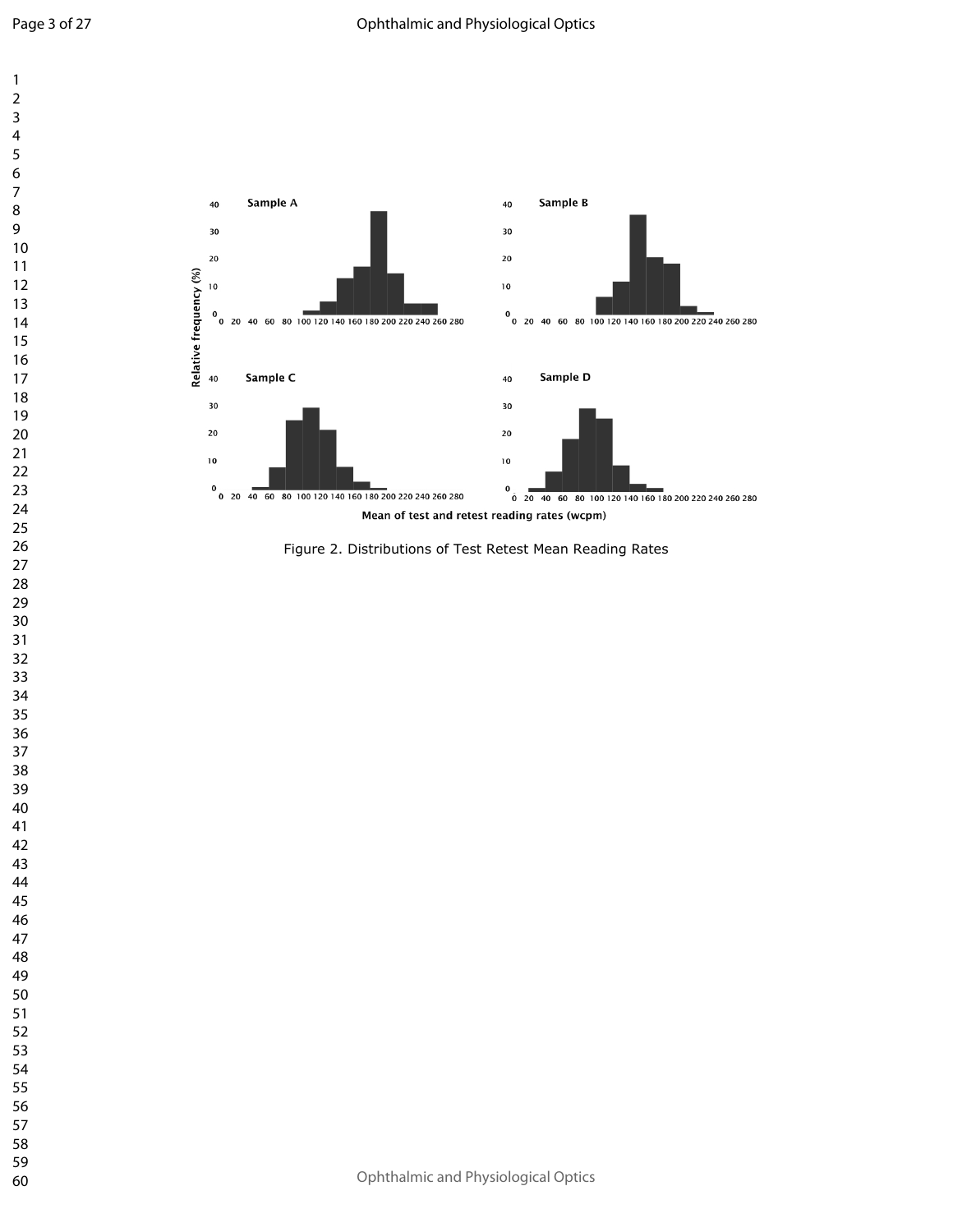Figure 2. Distributions of Test Retest Mean Reading Rates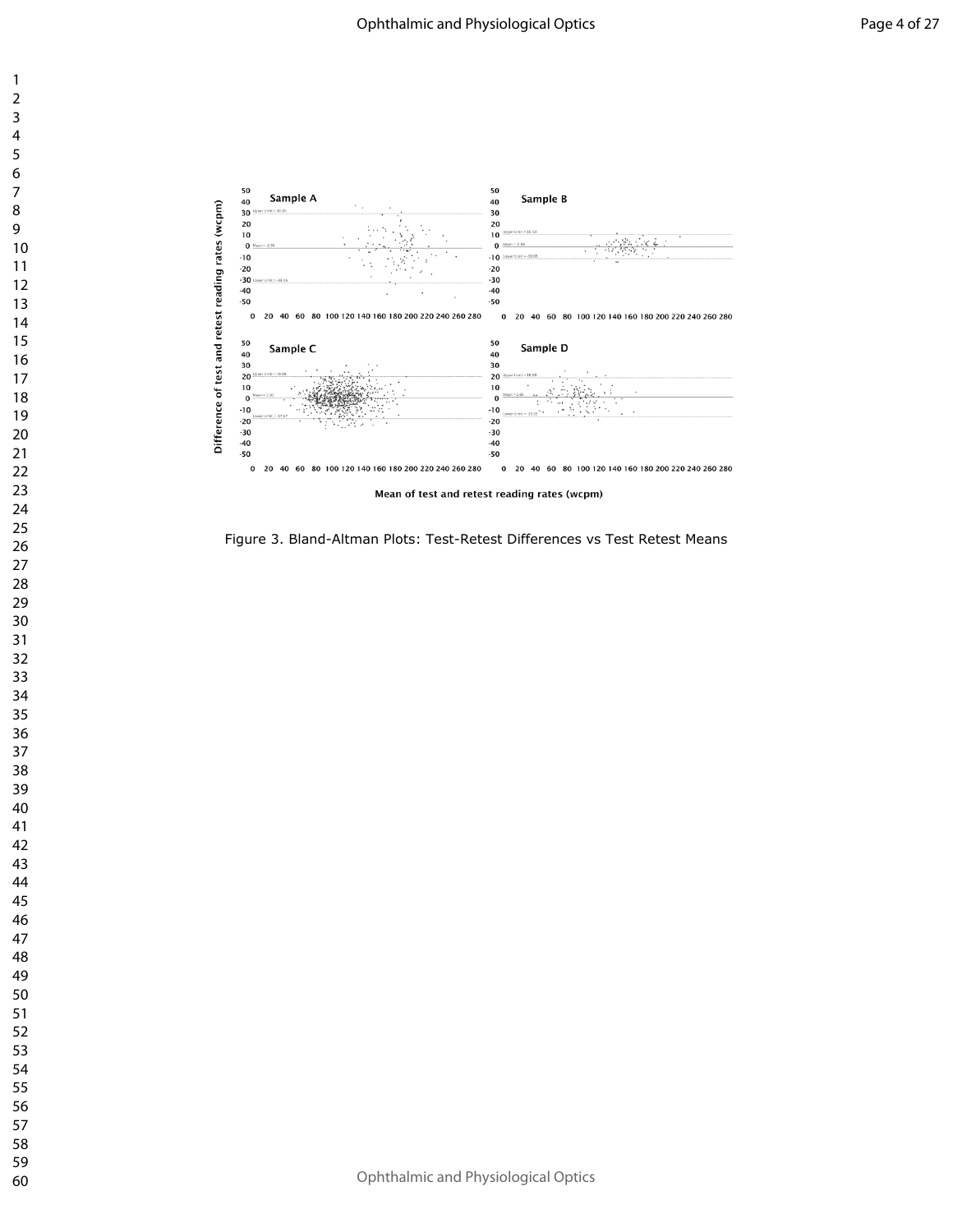Sample A

50
40
30 Upper Limit = 30.30
20
10
0 Mean = -1.50
-10
-20
-30 Lower Limit = -33.35
-40
-50

0 20 40 60 80 100 120 140 160 180 200 220 240 260 280

Sample B

50
40
30
20
10 Upper Limit = 10.50
0 Mean = -0.86
-10 Lower Limit = -10.00
-20
-30
-40
-50

0 20 40 60 80 100 120 140 160 180 200 220 240 260 280

Sample C

50
40
30
20 Upper Limit = 20.68
10
0 Mean = 1.00
-10
-20 Lower Limit = -17.67
-30
-40
-50

0 20 40 60 80 100 120 140 160 180 200 220 240 260 280

Sample D

50
40
30
20 Upper Limit = 18.69
10
0 Mean = 1.66
-10
-20 Lower Limit = -15.03
-30
-40
-50

0 20 40 60 80 100 120 140 160 180 200 220 240 260 280

Difference of test and retest reading rates (wcpm)

Mean of test and retest reading rates (wcpm)

Figure 3. Bland-Altman Plots: Test-Retest Differences vs Test Retest Means